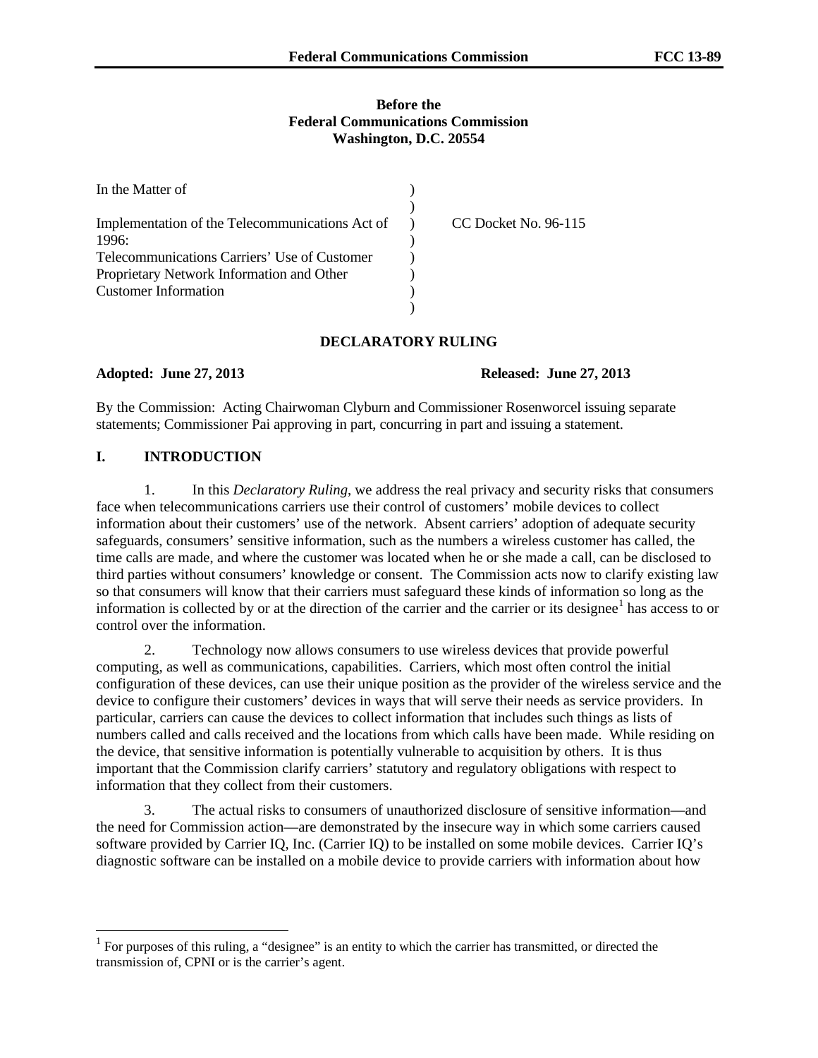**Before the**
**Federal Communications Commission**
**Washington, D.C. 20554**

| | | |
|---|---|---|
| In the Matter of | ) | |
| | ) | |
| Implementation of the Telecommunications Act of 1996: | ) | CC Docket No. 96-115 |
| Telecommunications Carriers' Use of Customer | ) | |
| Proprietary Network Information and Other | ) | |
| Customer Information | ) | |
| | ) | |

**DECLARATORY RULING**

**Adopted: June 27, 2013** **Released: June 27, 2013**

By the Commission: Acting Chairwoman Clyburn and Commissioner Rosenworcel issuing separate statements; Commissioner Pai approving in part, concurring in part and issuing a statement.

## I. INTRODUCTION

1. In this *Declaratory Ruling*, we address the real privacy and security risks that consumers face when telecommunications carriers use their control of customers' mobile devices to collect information about their customers' use of the network. Absent carriers' adoption of adequate security safeguards, consumers' sensitive information, such as the numbers a wireless customer has called, the time calls are made, and where the customer was located when he or she made a call, can be disclosed to third parties without consumers' knowledge or consent. The Commission acts now to clarify existing law so that consumers will know that their carriers must safeguard these kinds of information so long as the information is collected by or at the direction of the carrier and the carrier or its designee[1] has access to or control over the information.

2. Technology now allows consumers to use wireless devices that provide powerful computing, as well as communications, capabilities. Carriers, which most often control the initial configuration of these devices, can use their unique position as the provider of the wireless service and the device to configure their customers' devices in ways that will serve their needs as service providers. In particular, carriers can cause the devices to collect information that includes such things as lists of numbers called and calls received and the locations from which calls have been made. While residing on the device, that sensitive information is potentially vulnerable to acquisition by others. It is thus important that the Commission clarify carriers' statutory and regulatory obligations with respect to information that they collect from their customers.

3. The actual risks to consumers of unauthorized disclosure of sensitive information—and the need for Commission action—are demonstrated by the insecure way in which some carriers caused software provided by Carrier IQ, Inc. (Carrier IQ) to be installed on some mobile devices. Carrier IQ's diagnostic software can be installed on a mobile device to provide carriers with information about how

[1] For purposes of this ruling, a "designee" is an entity to which the carrier has transmitted, or directed the transmission of, CPNI or is the carrier's agent.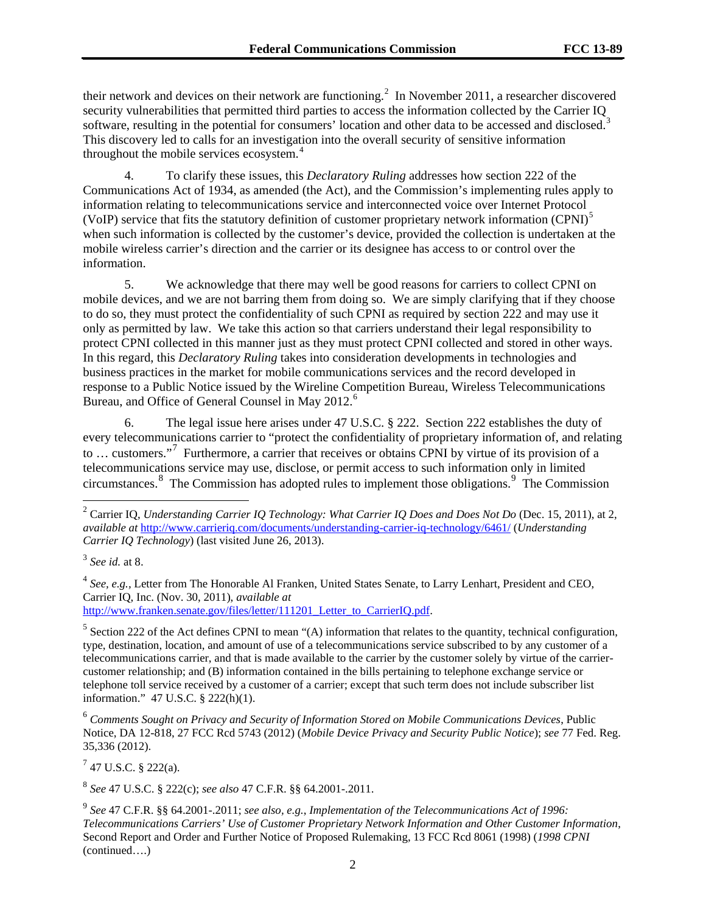their network and devices on their network are functioning.[2] In November 2011, a researcher discovered security vulnerabilities that permitted third parties to access the information collected by the Carrier IQ software, resulting in the potential for consumers' location and other data to be accessed and disclosed.[3] This discovery led to calls for an investigation into the overall security of sensitive information throughout the mobile services ecosystem.[4]

4. To clarify these issues, this *Declaratory Ruling* addresses how section 222 of the Communications Act of 1934, as amended (the Act), and the Commission's implementing rules apply to information relating to telecommunications service and interconnected voice over Internet Protocol (VoIP) service that fits the statutory definition of customer proprietary network information (CPNI)[5] when such information is collected by the customer's device, provided the collection is undertaken at the mobile wireless carrier's direction and the carrier or its designee has access to or control over the information.

5. We acknowledge that there may well be good reasons for carriers to collect CPNI on mobile devices, and we are not barring them from doing so. We are simply clarifying that if they choose to do so, they must protect the confidentiality of such CPNI as required by section 222 and may use it only as permitted by law. We take this action so that carriers understand their legal responsibility to protect CPNI collected in this manner just as they must protect CPNI collected and stored in other ways. In this regard, this *Declaratory Ruling* takes into consideration developments in technologies and business practices in the market for mobile communications services and the record developed in response to a Public Notice issued by the Wireline Competition Bureau, Wireless Telecommunications Bureau, and Office of General Counsel in May 2012.[6]

6. The legal issue here arises under 47 U.S.C. § 222. Section 222 establishes the duty of every telecommunications carrier to "protect the confidentiality of proprietary information of, and relating to … customers."[7] Furthermore, a carrier that receives or obtains CPNI by virtue of its provision of a telecommunications service may use, disclose, or permit access to such information only in limited circumstances.[8] The Commission has adopted rules to implement those obligations.[9] The Commission

---

[2] Carrier IQ, *Understanding Carrier IQ Technology: What Carrier IQ Does and Does Not Do* (Dec. 15, 2011), at 2, *available at* http://www.carrieriq.com/documents/understanding-carrier-iq-technology/6461/ (*Understanding Carrier IQ Technology*) (last visited June 26, 2013).

[3] *See id.* at 8.

[4] *See, e.g.*, Letter from The Honorable Al Franken, United States Senate, to Larry Lenhart, President and CEO, Carrier IQ, Inc. (Nov. 30, 2011), *available at* http://www.franken.senate.gov/files/letter/111201_Letter_to_CarrierIQ.pdf.

[5] Section 222 of the Act defines CPNI to mean "(A) information that relates to the quantity, technical configuration, type, destination, location, and amount of use of a telecommunications service subscribed to by any customer of a telecommunications carrier, and that is made available to the carrier by the customer solely by virtue of the carrier-customer relationship; and (B) information contained in the bills pertaining to telephone exchange service or telephone toll service received by a customer of a carrier; except that such term does not include subscriber list information." 47 U.S.C. § 222(h)(1).

[6] *Comments Sought on Privacy and Security of Information Stored on Mobile Communications Devices*, Public Notice, DA 12-818, 27 FCC Rcd 5743 (2012) (*Mobile Device Privacy and Security Public Notice*); *see* 77 Fed. Reg. 35,336 (2012).

[7] 47 U.S.C. § 222(a).

[8] *See* 47 U.S.C. § 222(c); *see also* 47 C.F.R. §§ 64.2001-.2011.

[9] *See* 47 C.F.R. §§ 64.2001-.2011; *see also, e.g.*, *Implementation of the Telecommunications Act of 1996: Telecommunications Carriers' Use of Customer Proprietary Network Information and Other Customer Information*, Second Report and Order and Further Notice of Proposed Rulemaking, 13 FCC Rcd 8061 (1998) (*1998 CPNI* (continued….)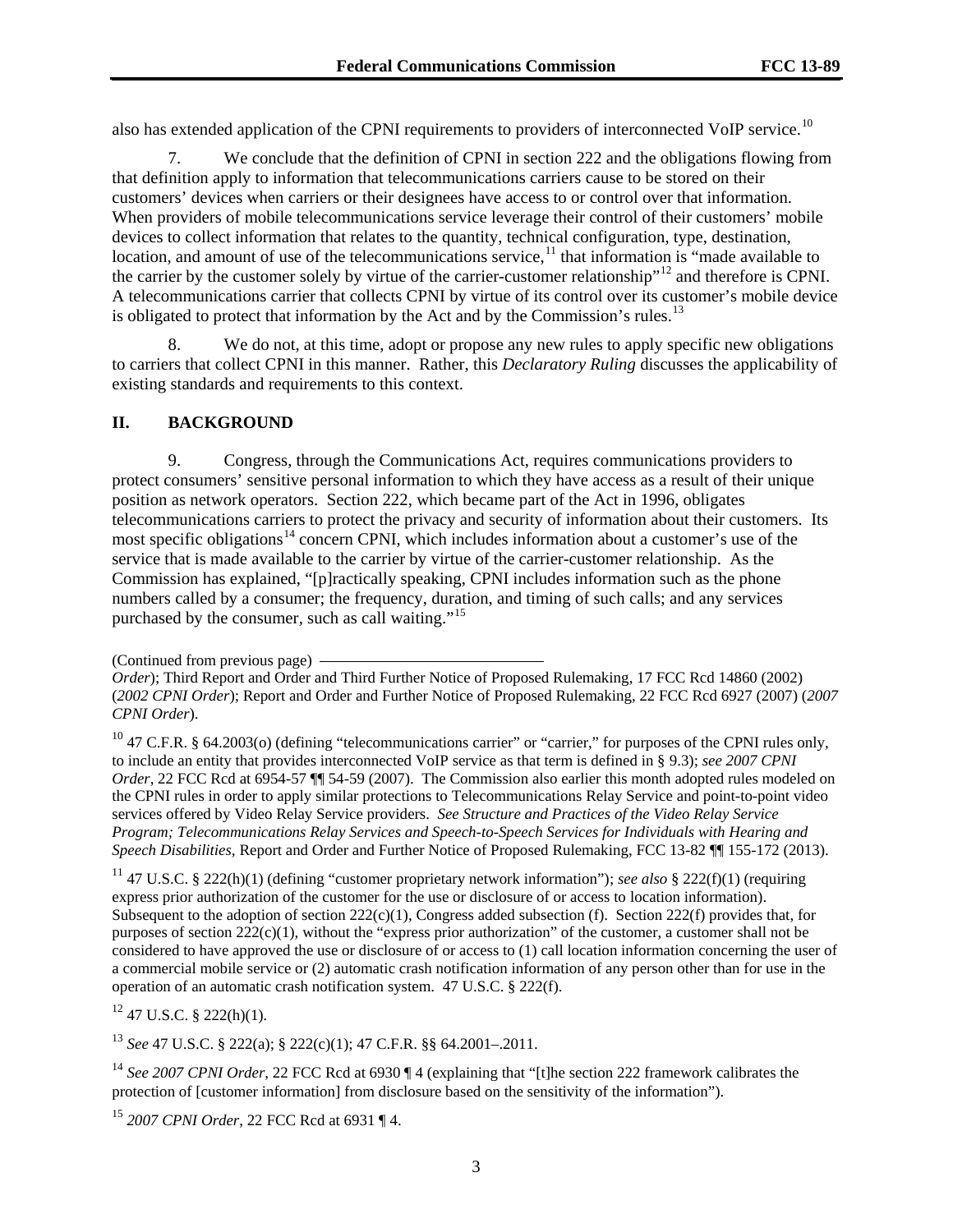also has extended application of the CPNI requirements to providers of interconnected VoIP service.[10]

7. We conclude that the definition of CPNI in section 222 and the obligations flowing from that definition apply to information that telecommunications carriers cause to be stored on their customers' devices when carriers or their designees have access to or control over that information. When providers of mobile telecommunications service leverage their control of their customers' mobile devices to collect information that relates to the quantity, technical configuration, type, destination, location, and amount of use of the telecommunications service,[11] that information is "made available to the carrier by the customer solely by virtue of the carrier-customer relationship"[12] and therefore is CPNI. A telecommunications carrier that collects CPNI by virtue of its control over its customer's mobile device is obligated to protect that information by the Act and by the Commission's rules.[13]

8. We do not, at this time, adopt or propose any new rules to apply specific new obligations to carriers that collect CPNI in this manner. Rather, this *Declaratory Ruling* discusses the applicability of existing standards and requirements to this context.

## II. BACKGROUND

9. Congress, through the Communications Act, requires communications providers to protect consumers' sensitive personal information to which they have access as a result of their unique position as network operators. Section 222, which became part of the Act in 1996, obligates telecommunications carriers to protect the privacy and security of information about their customers. Its most specific obligations[14] concern CPNI, which includes information about a customer's use of the service that is made available to the carrier by virtue of the carrier-customer relationship. As the Commission has explained, "[p]ractically speaking, CPNI includes information such as the phone numbers called by a consumer; the frequency, duration, and timing of such calls; and any services purchased by the consumer, such as call waiting."[15]

(Continued from previous page) *Order*); Third Report and Order and Third Further Notice of Proposed Rulemaking, 17 FCC Rcd 14860 (2002) (*2002 CPNI Order*); Report and Order and Further Notice of Proposed Rulemaking, 22 FCC Rcd 6927 (2007) (*2007 CPNI Order*).

[10] 47 C.F.R. § 64.2003(o) (defining "telecommunications carrier" or "carrier," for purposes of the CPNI rules only, to include an entity that provides interconnected VoIP service as that term is defined in § 9.3); *see 2007 CPNI Order*, 22 FCC Rcd at 6954-57 ¶¶ 54-59 (2007). The Commission also earlier this month adopted rules modeled on the CPNI rules in order to apply similar protections to Telecommunications Relay Service and point-to-point video services offered by Video Relay Service providers. *See Structure and Practices of the Video Relay Service Program; Telecommunications Relay Services and Speech-to-Speech Services for Individuals with Hearing and Speech Disabilities*, Report and Order and Further Notice of Proposed Rulemaking, FCC 13-82 ¶¶ 155-172 (2013).

[11] 47 U.S.C. § 222(h)(1) (defining "customer proprietary network information"); *see also* § 222(f)(1) (requiring express prior authorization of the customer for the use or disclosure of or access to location information). Subsequent to the adoption of section 222(c)(1), Congress added subsection (f). Section 222(f) provides that, for purposes of section 222(c)(1), without the "express prior authorization" of the customer, a customer shall not be considered to have approved the use or disclosure of or access to (1) call location information concerning the user of a commercial mobile service or (2) automatic crash notification information of any person other than for use in the operation of an automatic crash notification system. 47 U.S.C. § 222(f).

[12] 47 U.S.C. § 222(h)(1).

[13] *See* 47 U.S.C. § 222(a); § 222(c)(1); 47 C.F.R. §§ 64.2001–.2011.

[14] *See 2007 CPNI Order*, 22 FCC Rcd at 6930 ¶ 4 (explaining that "[t]he section 222 framework calibrates the protection of [customer information] from disclosure based on the sensitivity of the information").

[15] *2007 CPNI Order*, 22 FCC Rcd at 6931 ¶ 4.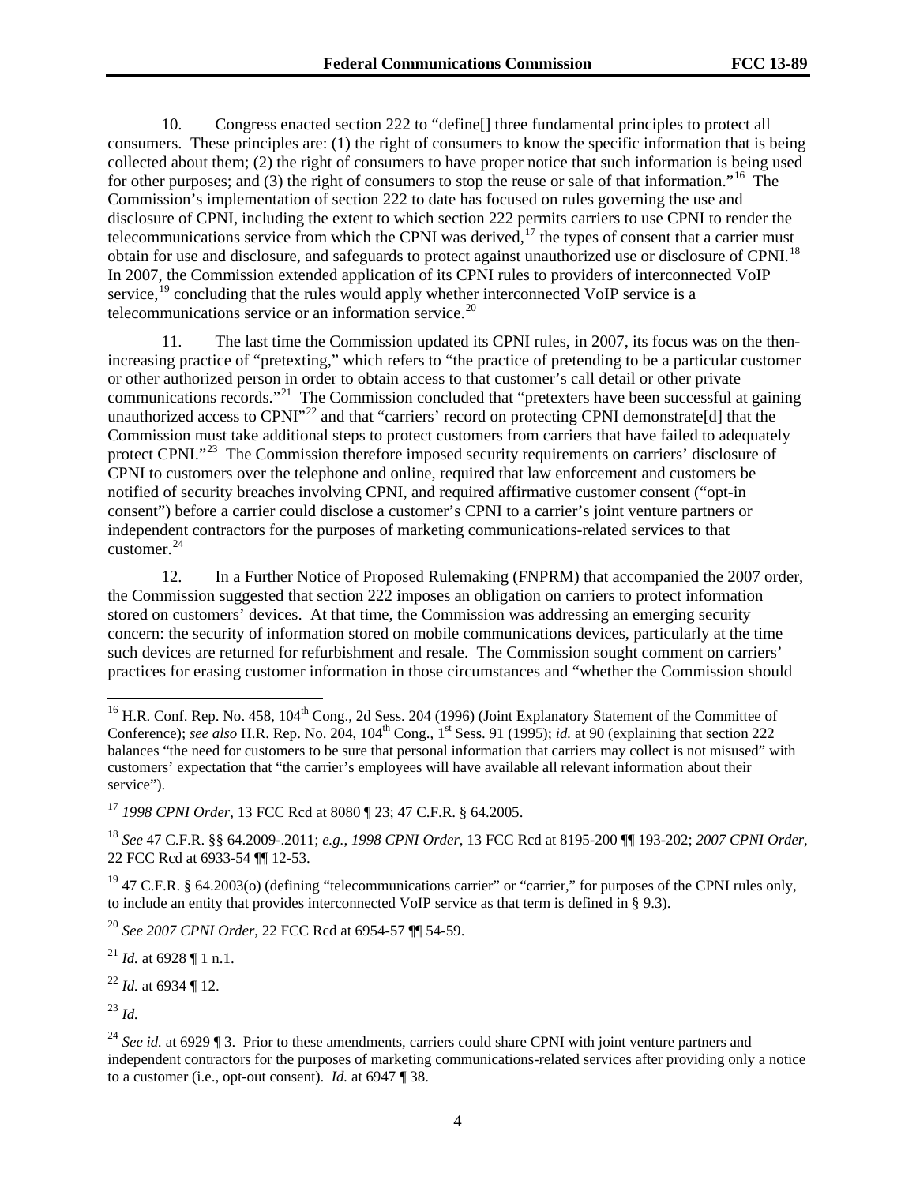10. Congress enacted section 222 to "define[] three fundamental principles to protect all consumers. These principles are: (1) the right of consumers to know the specific information that is being collected about them; (2) the right of consumers to have proper notice that such information is being used for other purposes; and (3) the right of consumers to stop the reuse or sale of that information."[16] The Commission's implementation of section 222 to date has focused on rules governing the use and disclosure of CPNI, including the extent to which section 222 permits carriers to use CPNI to render the telecommunications service from which the CPNI was derived,[17] the types of consent that a carrier must obtain for use and disclosure, and safeguards to protect against unauthorized use or disclosure of CPNI.[18] In 2007, the Commission extended application of its CPNI rules to providers of interconnected VoIP service,[19] concluding that the rules would apply whether interconnected VoIP service is a telecommunications service or an information service.[20]

11. The last time the Commission updated its CPNI rules, in 2007, its focus was on the then-increasing practice of "pretexting," which refers to "the practice of pretending to be a particular customer or other authorized person in order to obtain access to that customer's call detail or other private communications records."[21] The Commission concluded that "pretexters have been successful at gaining unauthorized access to CPNI"[22] and that "carriers' record on protecting CPNI demonstrate[d] that the Commission must take additional steps to protect customers from carriers that have failed to adequately protect CPNI."[23] The Commission therefore imposed security requirements on carriers' disclosure of CPNI to customers over the telephone and online, required that law enforcement and customers be notified of security breaches involving CPNI, and required affirmative customer consent ("opt-in consent") before a carrier could disclose a customer's CPNI to a carrier's joint venture partners or independent contractors for the purposes of marketing communications-related services to that customer.[24]

12. In a Further Notice of Proposed Rulemaking (FNPRM) that accompanied the 2007 order, the Commission suggested that section 222 imposes an obligation on carriers to protect information stored on customers' devices. At that time, the Commission was addressing an emerging security concern: the security of information stored on mobile communications devices, particularly at the time such devices are returned for refurbishment and resale. The Commission sought comment on carriers' practices for erasing customer information in those circumstances and "whether the Commission should

---

[16] H.R. Conf. Rep. No. 458, 104th Cong., 2d Sess. 204 (1996) (Joint Explanatory Statement of the Committee of Conference); *see also* H.R. Rep. No. 204, 104th Cong., 1st Sess. 91 (1995); *id.* at 90 (explaining that section 222 balances "the need for customers to be sure that personal information that carriers may collect is not misused" with customers' expectation that "the carrier's employees will have available all relevant information about their service").

[17] *1998 CPNI Order*, 13 FCC Rcd at 8080 ¶ 23; 47 C.F.R. § 64.2005.

[18] *See* 47 C.F.R. §§ 64.2009-.2011; *e.g.*, *1998 CPNI Order*, 13 FCC Rcd at 8195-200 ¶¶ 193-202; *2007 CPNI Order*, 22 FCC Rcd at 6933-54 ¶¶ 12-53.

[19] 47 C.F.R. § 64.2003(o) (defining "telecommunications carrier" or "carrier," for purposes of the CPNI rules only, to include an entity that provides interconnected VoIP service as that term is defined in § 9.3).

[20] *See 2007 CPNI Order*, 22 FCC Rcd at 6954-57 ¶¶ 54-59.

[21] *Id.* at 6928 ¶ 1 n.1.

[22] *Id.* at 6934 ¶ 12.

[23] *Id.*

[24] *See id.* at 6929 ¶ 3. Prior to these amendments, carriers could share CPNI with joint venture partners and independent contractors for the purposes of marketing communications-related services after providing only a notice to a customer (i.e., opt-out consent). *Id.* at 6947 ¶ 38.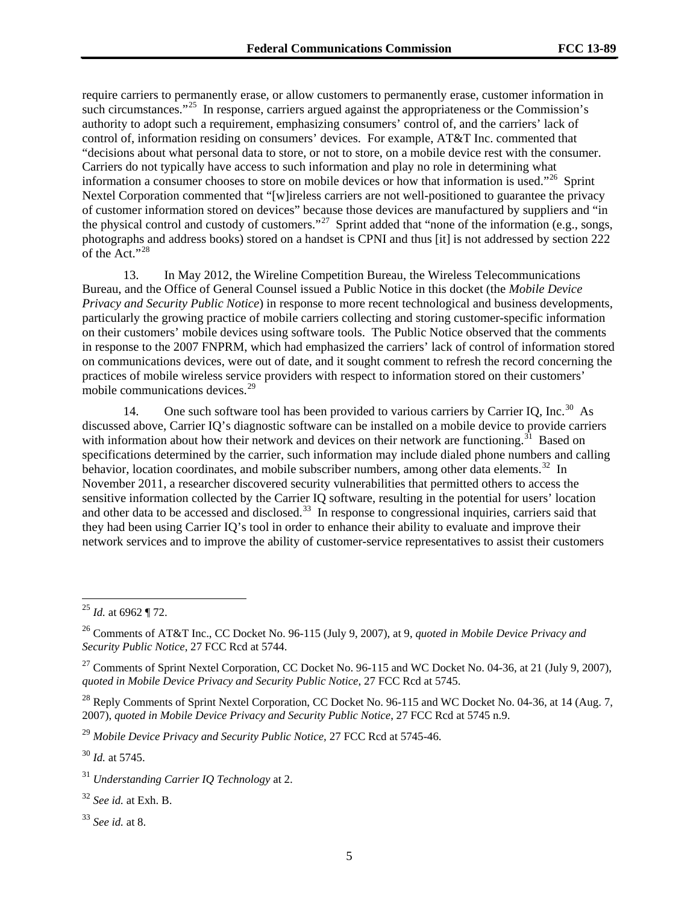require carriers to permanently erase, or allow customers to permanently erase, customer information in such circumstances."[25] In response, carriers argued against the appropriateness or the Commission's authority to adopt such a requirement, emphasizing consumers' control of, and the carriers' lack of control of, information residing on consumers' devices. For example, AT&T Inc. commented that "decisions about what personal data to store, or not to store, on a mobile device rest with the consumer. Carriers do not typically have access to such information and play no role in determining what information a consumer chooses to store on mobile devices or how that information is used."[26] Sprint Nextel Corporation commented that "[w]ireless carriers are not well-positioned to guarantee the privacy of customer information stored on devices" because those devices are manufactured by suppliers and "in the physical control and custody of customers."[27] Sprint added that "none of the information (e.g., songs, photographs and address books) stored on a handset is CPNI and thus [it] is not addressed by section 222 of the Act."[28]

13. In May 2012, the Wireline Competition Bureau, the Wireless Telecommunications Bureau, and the Office of General Counsel issued a Public Notice in this docket (the *Mobile Device Privacy and Security Public Notice*) in response to more recent technological and business developments, particularly the growing practice of mobile carriers collecting and storing customer-specific information on their customers' mobile devices using software tools. The Public Notice observed that the comments in response to the 2007 FNPRM, which had emphasized the carriers' lack of control of information stored on communications devices, were out of date, and it sought comment to refresh the record concerning the practices of mobile wireless service providers with respect to information stored on their customers' mobile communications devices.[29]

14. One such software tool has been provided to various carriers by Carrier IQ, Inc.[30] As discussed above, Carrier IQ's diagnostic software can be installed on a mobile device to provide carriers with information about how their network and devices on their network are functioning.[31] Based on specifications determined by the carrier, such information may include dialed phone numbers and calling behavior, location coordinates, and mobile subscriber numbers, among other data elements.[32] In November 2011, a researcher discovered security vulnerabilities that permitted others to access the sensitive information collected by the Carrier IQ software, resulting in the potential for users' location and other data to be accessed and disclosed.[33] In response to congressional inquiries, carriers said that they had been using Carrier IQ's tool in order to enhance their ability to evaluate and improve their network services and to improve the ability of customer-service representatives to assist their customers

---

[25] *Id.* at 6962 ¶ 72.

[26] Comments of AT&T Inc., CC Docket No. 96-115 (July 9, 2007), at 9, *quoted in Mobile Device Privacy and Security Public Notice*, 27 FCC Rcd at 5744.

[27] Comments of Sprint Nextel Corporation, CC Docket No. 96-115 and WC Docket No. 04-36, at 21 (July 9, 2007), *quoted in Mobile Device Privacy and Security Public Notice*, 27 FCC Rcd at 5745.

[28] Reply Comments of Sprint Nextel Corporation, CC Docket No. 96-115 and WC Docket No. 04-36, at 14 (Aug. 7, 2007), *quoted in Mobile Device Privacy and Security Public Notice*, 27 FCC Rcd at 5745 n.9.

[29] *Mobile Device Privacy and Security Public Notice*, 27 FCC Rcd at 5745-46.

[30] *Id.* at 5745.

[31] *Understanding Carrier IQ Technology* at 2.

[32] *See id.* at Exh. B.

[33] *See id.* at 8.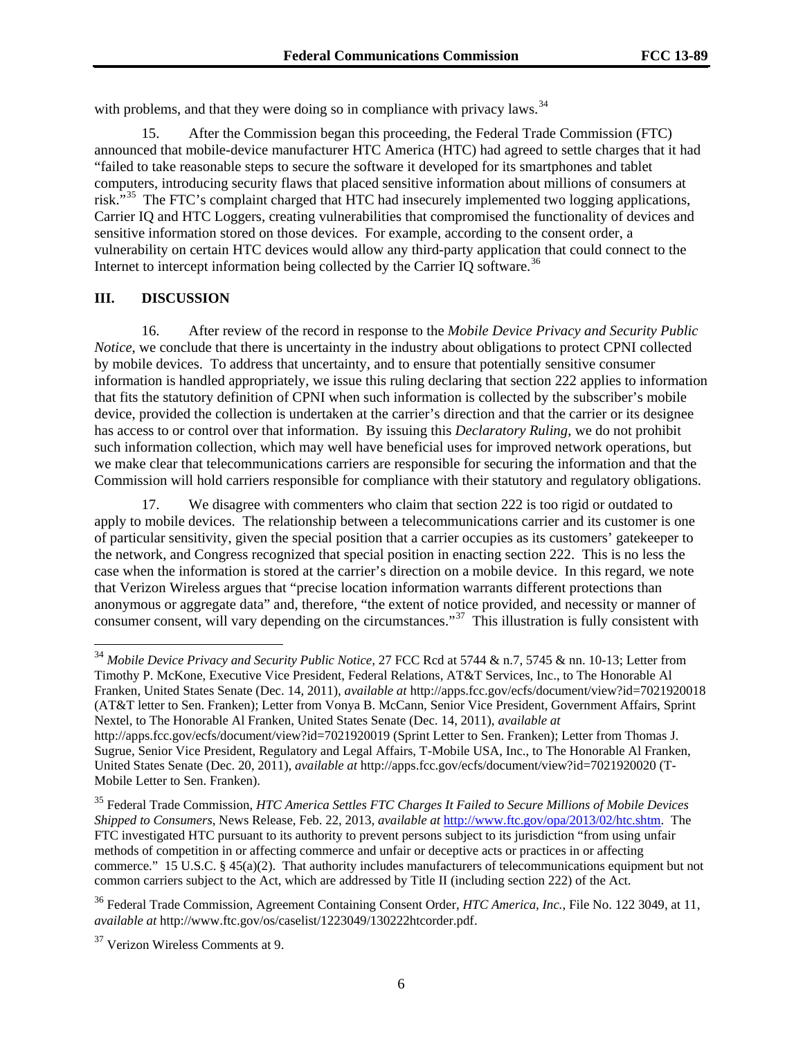with problems, and that they were doing so in compliance with privacy laws.[34]

15. After the Commission began this proceeding, the Federal Trade Commission (FTC) announced that mobile-device manufacturer HTC America (HTC) had agreed to settle charges that it had "failed to take reasonable steps to secure the software it developed for its smartphones and tablet computers, introducing security flaws that placed sensitive information about millions of consumers at risk."[35] The FTC's complaint charged that HTC had insecurely implemented two logging applications, Carrier IQ and HTC Loggers, creating vulnerabilities that compromised the functionality of devices and sensitive information stored on those devices. For example, according to the consent order, a vulnerability on certain HTC devices would allow any third-party application that could connect to the Internet to intercept information being collected by the Carrier IQ software.[36]

## III. DISCUSSION

16. After review of the record in response to the *Mobile Device Privacy and Security Public Notice*, we conclude that there is uncertainty in the industry about obligations to protect CPNI collected by mobile devices. To address that uncertainty, and to ensure that potentially sensitive consumer information is handled appropriately, we issue this ruling declaring that section 222 applies to information that fits the statutory definition of CPNI when such information is collected by the subscriber's mobile device, provided the collection is undertaken at the carrier's direction and that the carrier or its designee has access to or control over that information. By issuing this *Declaratory Ruling*, we do not prohibit such information collection, which may well have beneficial uses for improved network operations, but we make clear that telecommunications carriers are responsible for securing the information and that the Commission will hold carriers responsible for compliance with their statutory and regulatory obligations.

17. We disagree with commenters who claim that section 222 is too rigid or outdated to apply to mobile devices. The relationship between a telecommunications carrier and its customer is one of particular sensitivity, given the special position that a carrier occupies as its customers' gatekeeper to the network, and Congress recognized that special position in enacting section 222. This is no less the case when the information is stored at the carrier's direction on a mobile device. In this regard, we note that Verizon Wireless argues that "precise location information warrants different protections than anonymous or aggregate data" and, therefore, "the extent of notice provided, and necessity or manner of consumer consent, will vary depending on the circumstances."[37] This illustration is fully consistent with

---

[34] *Mobile Device Privacy and Security Public Notice*, 27 FCC Rcd at 5744 & n.7, 5745 & nn. 10-13; Letter from Timothy P. McKone, Executive Vice President, Federal Relations, AT&T Services, Inc., to The Honorable Al Franken, United States Senate (Dec. 14, 2011), *available at* http://apps.fcc.gov/ecfs/document/view?id=7021920018 (AT&T letter to Sen. Franken); Letter from Vonya B. McCann, Senior Vice President, Government Affairs, Sprint Nextel, to The Honorable Al Franken, United States Senate (Dec. 14, 2011), *available at* http://apps.fcc.gov/ecfs/document/view?id=7021920019 (Sprint Letter to Sen. Franken); Letter from Thomas J. Sugrue, Senior Vice President, Regulatory and Legal Affairs, T-Mobile USA, Inc., to The Honorable Al Franken, United States Senate (Dec. 20, 2011), *available at* http://apps.fcc.gov/ecfs/document/view?id=7021920020 (T-Mobile Letter to Sen. Franken).

[35] Federal Trade Commission, *HTC America Settles FTC Charges It Failed to Secure Millions of Mobile Devices Shipped to Consumers*, News Release, Feb. 22, 2013, *available at* http://www.ftc.gov/opa/2013/02/htc.shtm. The FTC investigated HTC pursuant to its authority to prevent persons subject to its jurisdiction "from using unfair methods of competition in or affecting commerce and unfair or deceptive acts or practices in or affecting commerce." 15 U.S.C. § 45(a)(2). That authority includes manufacturers of telecommunications equipment but not common carriers subject to the Act, which are addressed by Title II (including section 222) of the Act.

[36] Federal Trade Commission, Agreement Containing Consent Order, *HTC America, Inc.*, File No. 122 3049, at 11, *available at* http://www.ftc.gov/os/caselist/1223049/130222htcorder.pdf.

[37] Verizon Wireless Comments at 9.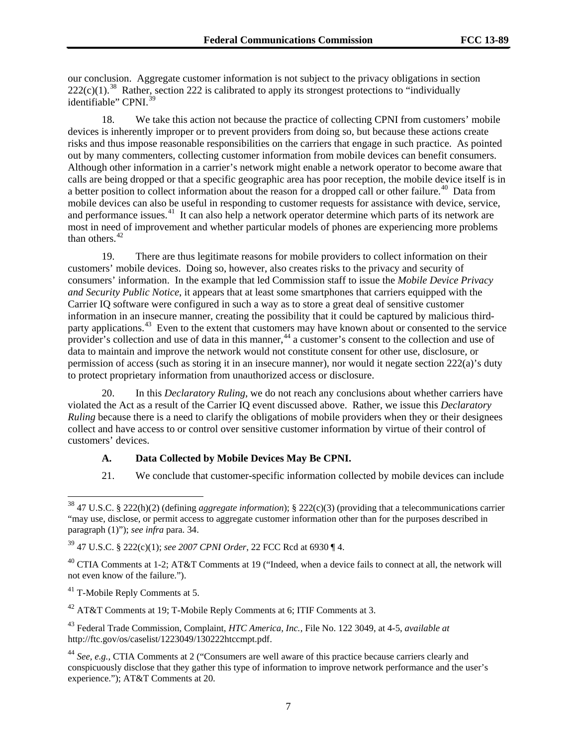our conclusion. Aggregate customer information is not subject to the privacy obligations in section 222(c)(1).[38] Rather, section 222 is calibrated to apply its strongest protections to "individually identifiable" CPNI.[39]

18. We take this action not because the practice of collecting CPNI from customers' mobile devices is inherently improper or to prevent providers from doing so, but because these actions create risks and thus impose reasonable responsibilities on the carriers that engage in such practice. As pointed out by many commenters, collecting customer information from mobile devices can benefit consumers. Although other information in a carrier's network might enable a network operator to become aware that calls are being dropped or that a specific geographic area has poor reception, the mobile device itself is in a better position to collect information about the reason for a dropped call or other failure.[40] Data from mobile devices can also be useful in responding to customer requests for assistance with device, service, and performance issues.[41] It can also help a network operator determine which parts of its network are most in need of improvement and whether particular models of phones are experiencing more problems than others.[42]

19. There are thus legitimate reasons for mobile providers to collect information on their customers' mobile devices. Doing so, however, also creates risks to the privacy and security of consumers' information. In the example that led Commission staff to issue the *Mobile Device Privacy and Security Public Notice*, it appears that at least some smartphones that carriers equipped with the Carrier IQ software were configured in such a way as to store a great deal of sensitive customer information in an insecure manner, creating the possibility that it could be captured by malicious third-party applications.[43] Even to the extent that customers may have known about or consented to the service provider's collection and use of data in this manner,[44] a customer's consent to the collection and use of data to maintain and improve the network would not constitute consent for other use, disclosure, or permission of access (such as storing it in an insecure manner), nor would it negate section 222(a)'s duty to protect proprietary information from unauthorized access or disclosure.

20. In this *Declaratory Ruling*, we do not reach any conclusions about whether carriers have violated the Act as a result of the Carrier IQ event discussed above. Rather, we issue this *Declaratory Ruling* because there is a need to clarify the obligations of mobile providers when they or their designees collect and have access to or control over sensitive customer information by virtue of their control of customers' devices.

### A. Data Collected by Mobile Devices May Be CPNI.

21. We conclude that customer-specific information collected by mobile devices can include

---

[38] 47 U.S.C. § 222(h)(2) (defining *aggregate information*); § 222(c)(3) (providing that a telecommunications carrier "may use, disclose, or permit access to aggregate customer information other than for the purposes described in paragraph (1)"); *see infra* para. 34.

[39] 47 U.S.C. § 222(c)(1); *see 2007 CPNI Order*, 22 FCC Rcd at 6930 ¶ 4.

[40] CTIA Comments at 1-2; AT&T Comments at 19 ("Indeed, when a device fails to connect at all, the network will not even know of the failure.").

[41] T-Mobile Reply Comments at 5.

[42] AT&T Comments at 19; T-Mobile Reply Comments at 6; ITIF Comments at 3.

[43] Federal Trade Commission, Complaint, *HTC America, Inc.*, File No. 122 3049, at 4-5, *available at* http://ftc.gov/os/caselist/1223049/130222htccmpt.pdf.

[44] *See, e.g.*, CTIA Comments at 2 ("Consumers are well aware of this practice because carriers clearly and conspicuously disclose that they gather this type of information to improve network performance and the user's experience."); AT&T Comments at 20.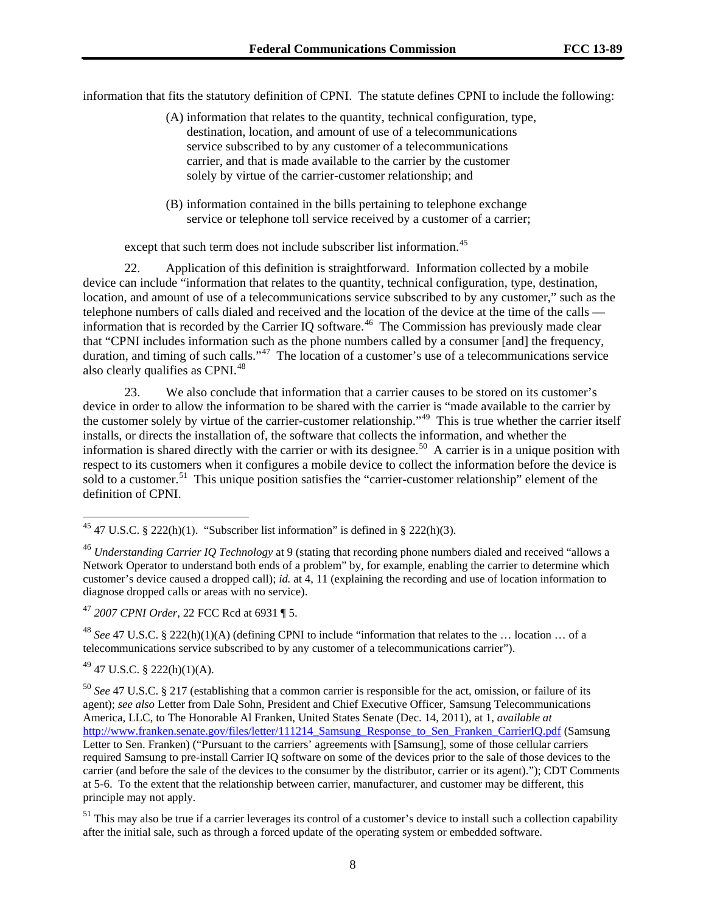information that fits the statutory definition of CPNI. The statute defines CPNI to include the following:

> (A) information that relates to the quantity, technical configuration, type, destination, location, and amount of use of a telecommunications service subscribed to by any customer of a telecommunications carrier, and that is made available to the carrier by the customer solely by virtue of the carrier-customer relationship; and
>
> (B) information contained in the bills pertaining to telephone exchange service or telephone toll service received by a customer of a carrier;

except that such term does not include subscriber list information.[45]

22. Application of this definition is straightforward. Information collected by a mobile device can include "information that relates to the quantity, technical configuration, type, destination, location, and amount of use of a telecommunications service subscribed to by any customer," such as the telephone numbers of calls dialed and received and the location of the device at the time of the calls — information that is recorded by the Carrier IQ software.[46] The Commission has previously made clear that "CPNI includes information such as the phone numbers called by a consumer [and] the frequency, duration, and timing of such calls."[47] The location of a customer's use of a telecommunications service also clearly qualifies as CPNI.[48]

23. We also conclude that information that a carrier causes to be stored on its customer's device in order to allow the information to be shared with the carrier is "made available to the carrier by the customer solely by virtue of the carrier-customer relationship."[49] This is true whether the carrier itself installs, or directs the installation of, the software that collects the information, and whether the information is shared directly with the carrier or with its designee.[50] A carrier is in a unique position with respect to its customers when it configures a mobile device to collect the information before the device is sold to a customer.[51] This unique position satisfies the "carrier-customer relationship" element of the definition of CPNI.

---

[45] 47 U.S.C. § 222(h)(1). "Subscriber list information" is defined in § 222(h)(3).

[46] *Understanding Carrier IQ Technology* at 9 (stating that recording phone numbers dialed and received "allows a Network Operator to understand both ends of a problem" by, for example, enabling the carrier to determine which customer's device caused a dropped call); *id.* at 4, 11 (explaining the recording and use of location information to diagnose dropped calls or areas with no service).

[47] *2007 CPNI Order*, 22 FCC Rcd at 6931 ¶ 5.

[48] *See* 47 U.S.C. § 222(h)(1)(A) (defining CPNI to include "information that relates to the … location … of a telecommunications service subscribed to by any customer of a telecommunications carrier").

[49] 47 U.S.C. § 222(h)(1)(A).

[50] *See* 47 U.S.C. § 217 (establishing that a common carrier is responsible for the act, omission, or failure of its agent); *see also* Letter from Dale Sohn, President and Chief Executive Officer, Samsung Telecommunications America, LLC, to The Honorable Al Franken, United States Senate (Dec. 14, 2011), at 1, *available at* http://www.franken.senate.gov/files/letter/111214_Samsung_Response_to_Sen_Franken_CarrierIQ.pdf (Samsung Letter to Sen. Franken) ("Pursuant to the carriers' agreements with [Samsung], some of those cellular carriers required Samsung to pre-install Carrier IQ software on some of the devices prior to the sale of those devices to the carrier (and before the sale of the devices to the consumer by the distributor, carrier or its agent)."); CDT Comments at 5-6. To the extent that the relationship between carrier, manufacturer, and customer may be different, this principle may not apply.

[51] This may also be true if a carrier leverages its control of a customer's device to install such a collection capability after the initial sale, such as through a forced update of the operating system or embedded software.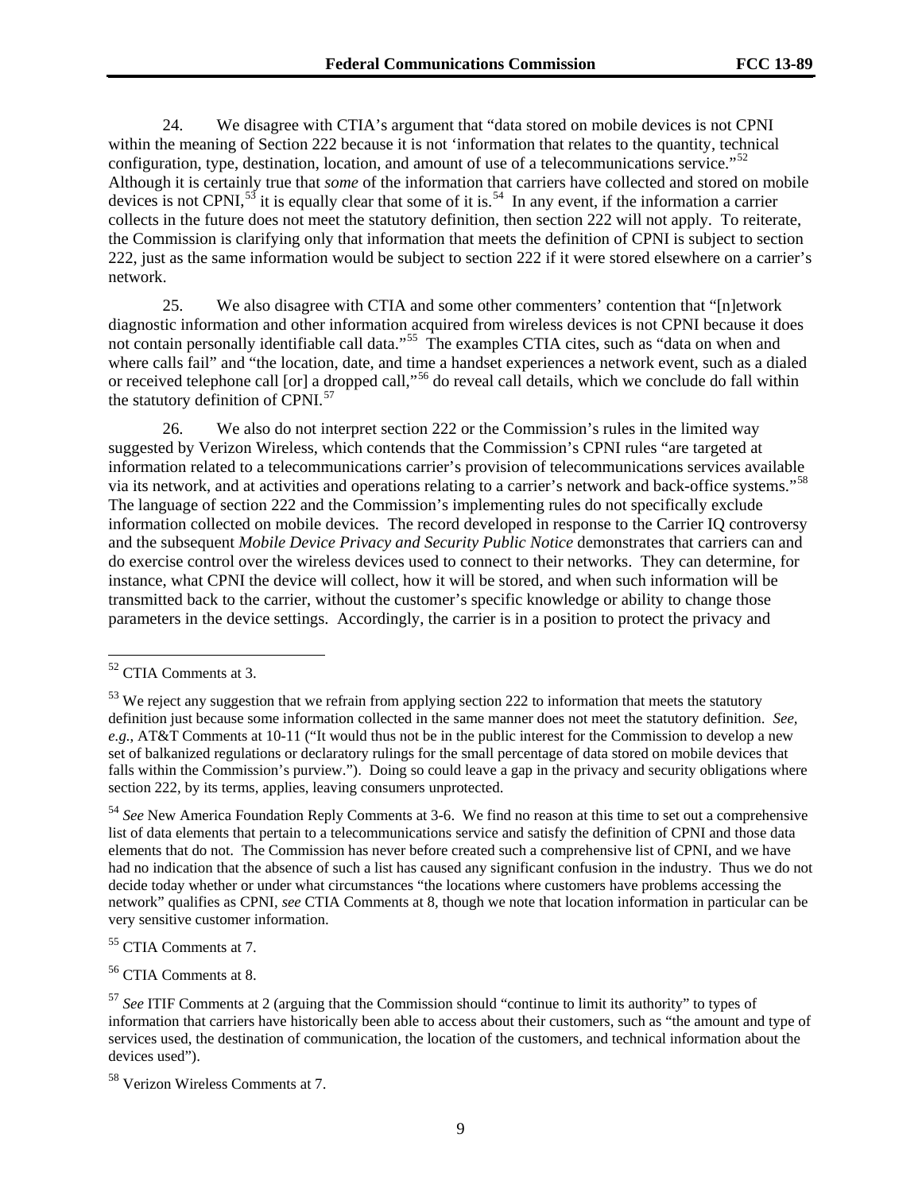24. We disagree with CTIA's argument that "data stored on mobile devices is not CPNI within the meaning of Section 222 because it is not 'information that relates to the quantity, technical configuration, type, destination, location, and amount of use of a telecommunications service.'"[52] Although it is certainly true that *some* of the information that carriers have collected and stored on mobile devices is not CPNI,[53] it is equally clear that some of it is.[54] In any event, if the information a carrier collects in the future does not meet the statutory definition, then section 222 will not apply. To reiterate, the Commission is clarifying only that information that meets the definition of CPNI is subject to section 222, just as the same information would be subject to section 222 if it were stored elsewhere on a carrier's network.

25. We also disagree with CTIA and some other commenters' contention that "[n]etwork diagnostic information and other information acquired from wireless devices is not CPNI because it does not contain personally identifiable call data."[55] The examples CTIA cites, such as "data on when and where calls fail" and "the location, date, and time a handset experiences a network event, such as a dialed or received telephone call [or] a dropped call,"[56] do reveal call details, which we conclude do fall within the statutory definition of CPNI.[57]

26. We also do not interpret section 222 or the Commission's rules in the limited way suggested by Verizon Wireless, which contends that the Commission's CPNI rules "are targeted at information related to a telecommunications carrier's provision of telecommunications services available via its network, and at activities and operations relating to a carrier's network and back-office systems."[58] The language of section 222 and the Commission's implementing rules do not specifically exclude information collected on mobile devices. The record developed in response to the Carrier IQ controversy and the subsequent *Mobile Device Privacy and Security Public Notice* demonstrates that carriers can and do exercise control over the wireless devices used to connect to their networks. They can determine, for instance, what CPNI the device will collect, how it will be stored, and when such information will be transmitted back to the carrier, without the customer's specific knowledge or ability to change those parameters in the device settings. Accordingly, the carrier is in a position to protect the privacy and

---

[52] CTIA Comments at 3.

[53] We reject any suggestion that we refrain from applying section 222 to information that meets the statutory definition just because some information collected in the same manner does not meet the statutory definition. *See, e.g.*, AT&T Comments at 10-11 ("It would thus not be in the public interest for the Commission to develop a new set of balkanized regulations or declaratory rulings for the small percentage of data stored on mobile devices that falls within the Commission's purview."). Doing so could leave a gap in the privacy and security obligations where section 222, by its terms, applies, leaving consumers unprotected.

[54] *See* New America Foundation Reply Comments at 3-6. We find no reason at this time to set out a comprehensive list of data elements that pertain to a telecommunications service and satisfy the definition of CPNI and those data elements that do not. The Commission has never before created such a comprehensive list of CPNI, and we have had no indication that the absence of such a list has caused any significant confusion in the industry. Thus we do not decide today whether or under what circumstances "the locations where customers have problems accessing the network" qualifies as CPNI, *see* CTIA Comments at 8, though we note that location information in particular can be very sensitive customer information.

[55] CTIA Comments at 7.

[56] CTIA Comments at 8.

[57] *See* ITIF Comments at 2 (arguing that the Commission should "continue to limit its authority" to types of information that carriers have historically been able to access about their customers, such as "the amount and type of services used, the destination of communication, the location of the customers, and technical information about the devices used").

[58] Verizon Wireless Comments at 7.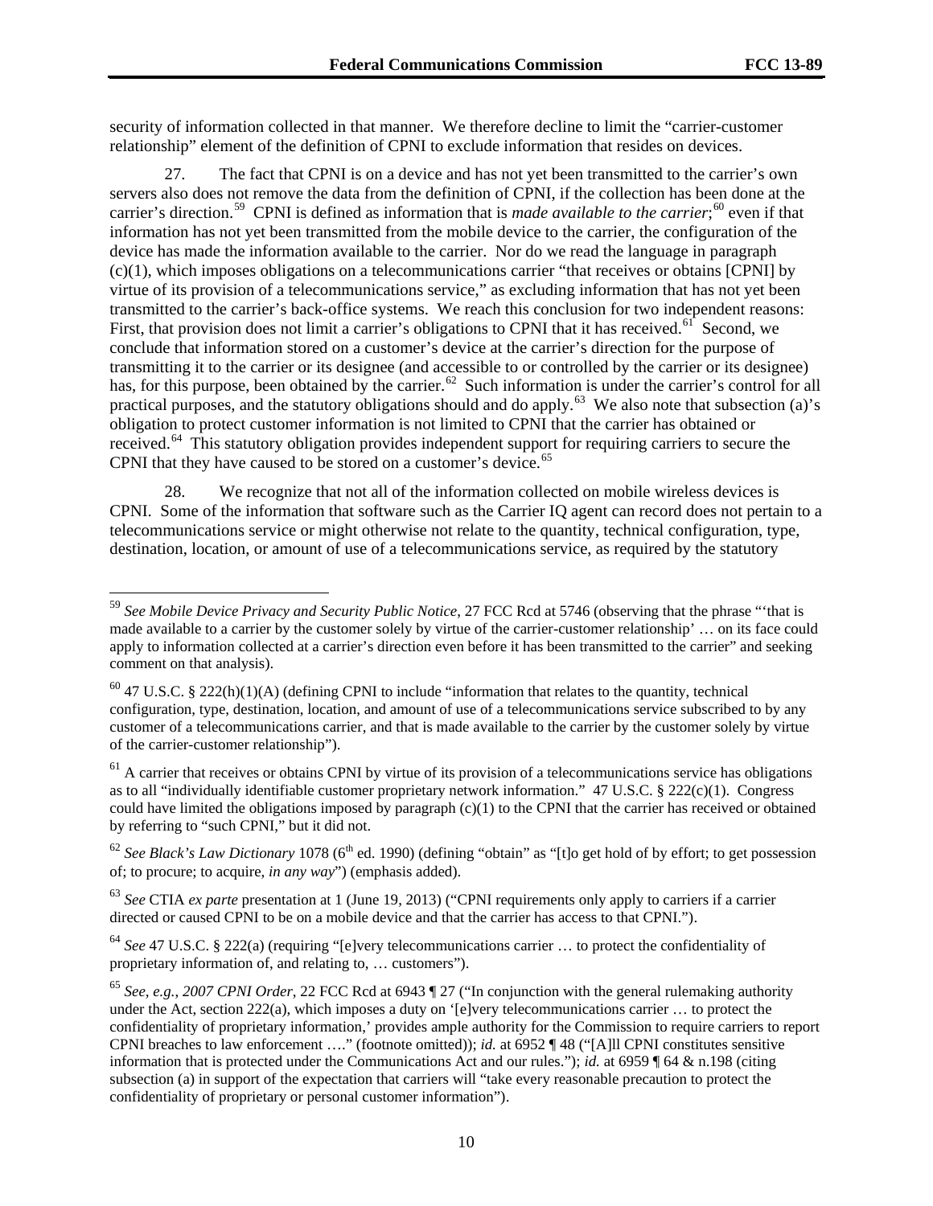security of information collected in that manner. We therefore decline to limit the "carrier-customer relationship" element of the definition of CPNI to exclude information that resides on devices.

27. The fact that CPNI is on a device and has not yet been transmitted to the carrier's own servers also does not remove the data from the definition of CPNI, if the collection has been done at the carrier's direction.[59] CPNI is defined as information that is *made available to the carrier*;[60] even if that information has not yet been transmitted from the mobile device to the carrier, the configuration of the device has made the information available to the carrier. Nor do we read the language in paragraph (c)(1), which imposes obligations on a telecommunications carrier "that receives or obtains [CPNI] by virtue of its provision of a telecommunications service," as excluding information that has not yet been transmitted to the carrier's back-office systems. We reach this conclusion for two independent reasons: First, that provision does not limit a carrier's obligations to CPNI that it has received.[61] Second, we conclude that information stored on a customer's device at the carrier's direction for the purpose of transmitting it to the carrier or its designee (and accessible to or controlled by the carrier or its designee) has, for this purpose, been obtained by the carrier.[62] Such information is under the carrier's control for all practical purposes, and the statutory obligations should and do apply.[63] We also note that subsection (a)'s obligation to protect customer information is not limited to CPNI that the carrier has obtained or received.[64] This statutory obligation provides independent support for requiring carriers to secure the CPNI that they have caused to be stored on a customer's device.[65]

28. We recognize that not all of the information collected on mobile wireless devices is CPNI. Some of the information that software such as the Carrier IQ agent can record does not pertain to a telecommunications service or might otherwise not relate to the quantity, technical configuration, type, destination, location, or amount of use of a telecommunications service, as required by the statutory

---

[59] *See Mobile Device Privacy and Security Public Notice*, 27 FCC Rcd at 5746 (observing that the phrase "'that is made available to a carrier by the customer solely by virtue of the carrier-customer relationship' … on its face could apply to information collected at a carrier's direction even before it has been transmitted to the carrier" and seeking comment on that analysis).

[60] 47 U.S.C. § 222(h)(1)(A) (defining CPNI to include "information that relates to the quantity, technical configuration, type, destination, location, and amount of use of a telecommunications service subscribed to by any customer of a telecommunications carrier, and that is made available to the carrier by the customer solely by virtue of the carrier-customer relationship").

[61] A carrier that receives or obtains CPNI by virtue of its provision of a telecommunications service has obligations as to all "individually identifiable customer proprietary network information." 47 U.S.C. § 222(c)(1). Congress could have limited the obligations imposed by paragraph (c)(1) to the CPNI that the carrier has received or obtained by referring to "such CPNI," but it did not.

[62] *See Black's Law Dictionary* 1078 (6th ed. 1990) (defining "obtain" as "[t]o get hold of by effort; to get possession of; to procure; to acquire, *in any way*") (emphasis added).

[63] *See* CTIA *ex parte* presentation at 1 (June 19, 2013) ("CPNI requirements only apply to carriers if a carrier directed or caused CPNI to be on a mobile device and that the carrier has access to that CPNI.").

[64] *See* 47 U.S.C. § 222(a) (requiring "[e]very telecommunications carrier … to protect the confidentiality of proprietary information of, and relating to, … customers").

[65] *See, e.g.*, *2007 CPNI Order*, 22 FCC Rcd at 6943 ¶ 27 ("In conjunction with the general rulemaking authority under the Act, section 222(a), which imposes a duty on '[e]very telecommunications carrier … to protect the confidentiality of proprietary information,' provides ample authority for the Commission to require carriers to report CPNI breaches to law enforcement …." (footnote omitted)); *id.* at 6952 ¶ 48 ("[A]ll CPNI constitutes sensitive information that is protected under the Communications Act and our rules."); *id.* at 6959 ¶ 64 & n.198 (citing subsection (a) in support of the expectation that carriers will "take every reasonable precaution to protect the confidentiality of proprietary or personal customer information").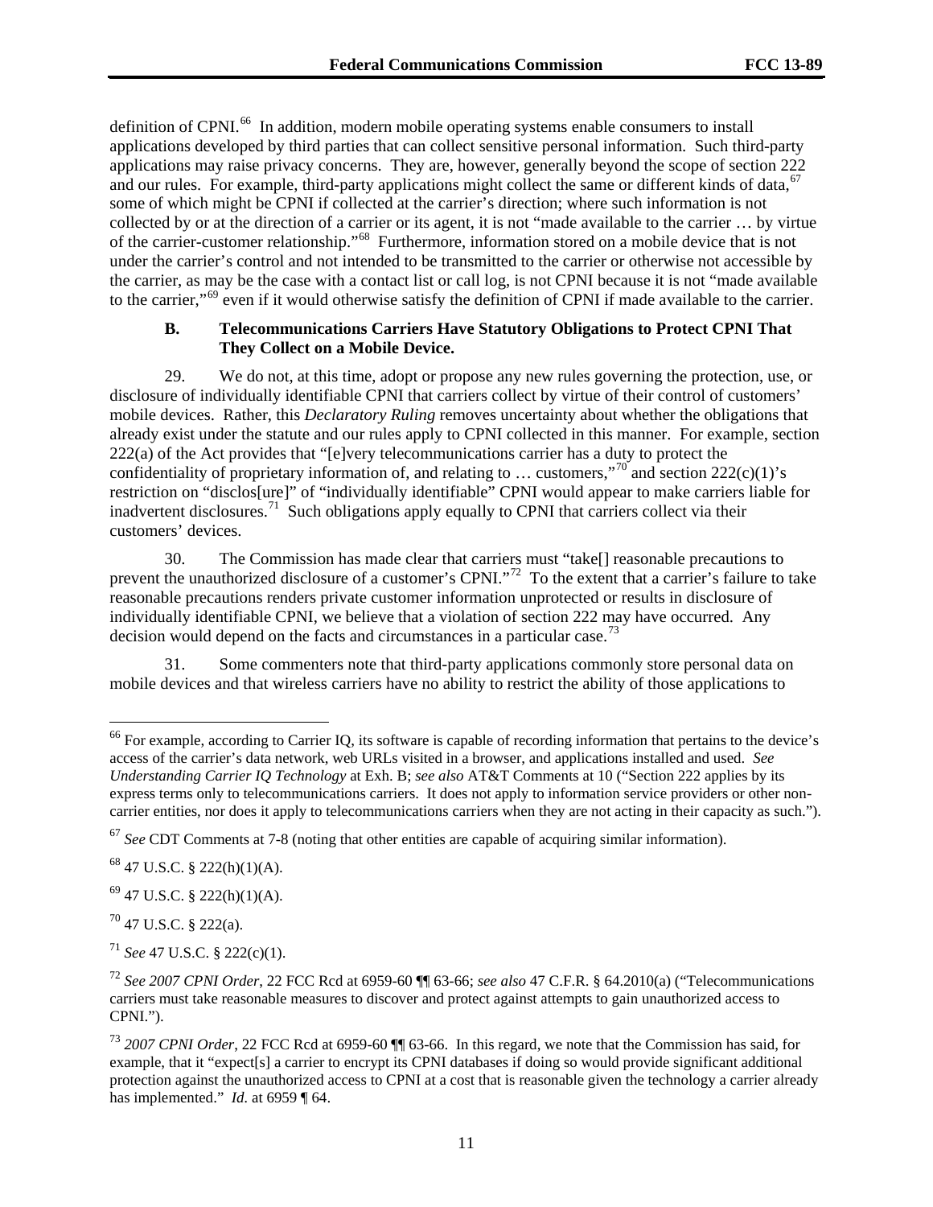definition of CPNI.[66] In addition, modern mobile operating systems enable consumers to install applications developed by third parties that can collect sensitive personal information. Such third-party applications may raise privacy concerns. They are, however, generally beyond the scope of section 222 and our rules. For example, third-party applications might collect the same or different kinds of data,[67] some of which might be CPNI if collected at the carrier's direction; where such information is not collected by or at the direction of a carrier or its agent, it is not "made available to the carrier … by virtue of the carrier-customer relationship."[68] Furthermore, information stored on a mobile device that is not under the carrier's control and not intended to be transmitted to the carrier or otherwise not accessible by the carrier, as may be the case with a contact list or call log, is not CPNI because it is not "made available to the carrier,"[69] even if it would otherwise satisfy the definition of CPNI if made available to the carrier.

### B. Telecommunications Carriers Have Statutory Obligations to Protect CPNI That They Collect on a Mobile Device.

29. We do not, at this time, adopt or propose any new rules governing the protection, use, or disclosure of individually identifiable CPNI that carriers collect by virtue of their control of customers' mobile devices. Rather, this *Declaratory Ruling* removes uncertainty about whether the obligations that already exist under the statute and our rules apply to CPNI collected in this manner. For example, section 222(a) of the Act provides that "[e]very telecommunications carrier has a duty to protect the confidentiality of proprietary information of, and relating to … customers,"[70] and section 222(c)(1)'s restriction on "disclos[ure]" of "individually identifiable" CPNI would appear to make carriers liable for inadvertent disclosures.[71] Such obligations apply equally to CPNI that carriers collect via their customers' devices.

30. The Commission has made clear that carriers must "take[] reasonable precautions to prevent the unauthorized disclosure of a customer's CPNI."[72] To the extent that a carrier's failure to take reasonable precautions renders private customer information unprotected or results in disclosure of individually identifiable CPNI, we believe that a violation of section 222 may have occurred. Any decision would depend on the facts and circumstances in a particular case.[73]

31. Some commenters note that third-party applications commonly store personal data on mobile devices and that wireless carriers have no ability to restrict the ability of those applications to

---

[66] For example, according to Carrier IQ, its software is capable of recording information that pertains to the device's access of the carrier's data network, web URLs visited in a browser, and applications installed and used. *See Understanding Carrier IQ Technology* at Exh. B; *see also* AT&T Comments at 10 ("Section 222 applies by its express terms only to telecommunications carriers. It does not apply to information service providers or other non-carrier entities, nor does it apply to telecommunications carriers when they are not acting in their capacity as such.").

[67] *See* CDT Comments at 7-8 (noting that other entities are capable of acquiring similar information).

[68] 47 U.S.C. § 222(h)(1)(A).

[69] 47 U.S.C. § 222(h)(1)(A).

[70] 47 U.S.C. § 222(a).

[71] *See* 47 U.S.C. § 222(c)(1).

[72] *See 2007 CPNI Order*, 22 FCC Rcd at 6959-60 ¶¶ 63-66; *see also* 47 C.F.R. § 64.2010(a) ("Telecommunications carriers must take reasonable measures to discover and protect against attempts to gain unauthorized access to CPNI.").

[73] *2007 CPNI Order*, 22 FCC Rcd at 6959-60 ¶¶ 63-66. In this regard, we note that the Commission has said, for example, that it "expect[s] a carrier to encrypt its CPNI databases if doing so would provide significant additional protection against the unauthorized access to CPNI at a cost that is reasonable given the technology a carrier already has implemented." *Id.* at 6959 ¶ 64.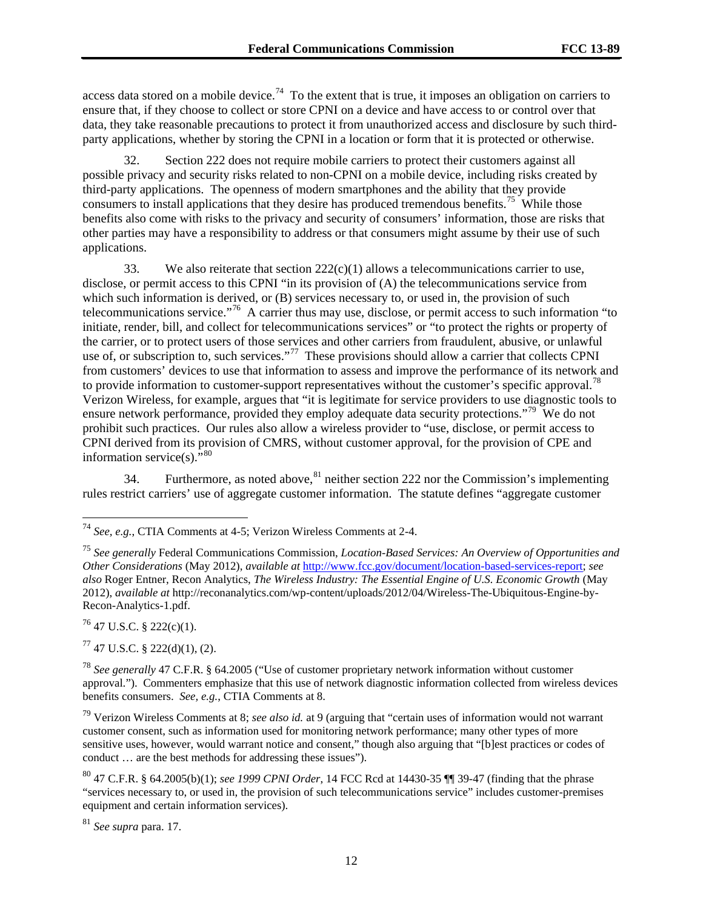access data stored on a mobile device.[74] To the extent that is true, it imposes an obligation on carriers to ensure that, if they choose to collect or store CPNI on a device and have access to or control over that data, they take reasonable precautions to protect it from unauthorized access and disclosure by such third-party applications, whether by storing the CPNI in a location or form that it is protected or otherwise.

32. Section 222 does not require mobile carriers to protect their customers against all possible privacy and security risks related to non-CPNI on a mobile device, including risks created by third-party applications. The openness of modern smartphones and the ability that they provide consumers to install applications that they desire has produced tremendous benefits.[75] While those benefits also come with risks to the privacy and security of consumers' information, those are risks that other parties may have a responsibility to address or that consumers might assume by their use of such applications.

33. We also reiterate that section 222(c)(1) allows a telecommunications carrier to use, disclose, or permit access to this CPNI "in its provision of (A) the telecommunications service from which such information is derived, or (B) services necessary to, or used in, the provision of such telecommunications service."[76] A carrier thus may use, disclose, or permit access to such information "to initiate, render, bill, and collect for telecommunications services" or "to protect the rights or property of the carrier, or to protect users of those services and other carriers from fraudulent, abusive, or unlawful use of, or subscription to, such services."[77] These provisions should allow a carrier that collects CPNI from customers' devices to use that information to assess and improve the performance of its network and to provide information to customer-support representatives without the customer's specific approval.[78] Verizon Wireless, for example, argues that "it is legitimate for service providers to use diagnostic tools to ensure network performance, provided they employ adequate data security protections."[79] We do not prohibit such practices. Our rules also allow a wireless provider to "use, disclose, or permit access to CPNI derived from its provision of CMRS, without customer approval, for the provision of CPE and information service(s)."[80]

34. Furthermore, as noted above,[81] neither section 222 nor the Commission's implementing rules restrict carriers' use of aggregate customer information. The statute defines "aggregate customer

---

[74] *See, e.g.*, CTIA Comments at 4-5; Verizon Wireless Comments at 2-4.

[75] *See generally* Federal Communications Commission, *Location-Based Services: An Overview of Opportunities and Other Considerations* (May 2012), *available at* http://www.fcc.gov/document/location-based-services-report; *see also* Roger Entner, Recon Analytics, *The Wireless Industry: The Essential Engine of U.S. Economic Growth* (May 2012), *available at* http://reconanalytics.com/wp-content/uploads/2012/04/Wireless-The-Ubiquitous-Engine-by-Recon-Analytics-1.pdf.

[76] 47 U.S.C. § 222(c)(1).

[77] 47 U.S.C. § 222(d)(1), (2).

[78] *See generally* 47 C.F.R. § 64.2005 ("Use of customer proprietary network information without customer approval."). Commenters emphasize that this use of network diagnostic information collected from wireless devices benefits consumers. *See, e.g.*, CTIA Comments at 8.

[79] Verizon Wireless Comments at 8; *see also id.* at 9 (arguing that "certain uses of information would not warrant customer consent, such as information used for monitoring network performance; many other types of more sensitive uses, however, would warrant notice and consent," though also arguing that "[b]est practices or codes of conduct … are the best methods for addressing these issues").

[80] 47 C.F.R. § 64.2005(b)(1); *see 1999 CPNI Order*, 14 FCC Rcd at 14430-35 ¶¶ 39-47 (finding that the phrase "services necessary to, or used in, the provision of such telecommunications service" includes customer-premises equipment and certain information services).

[81] *See supra* para. 17.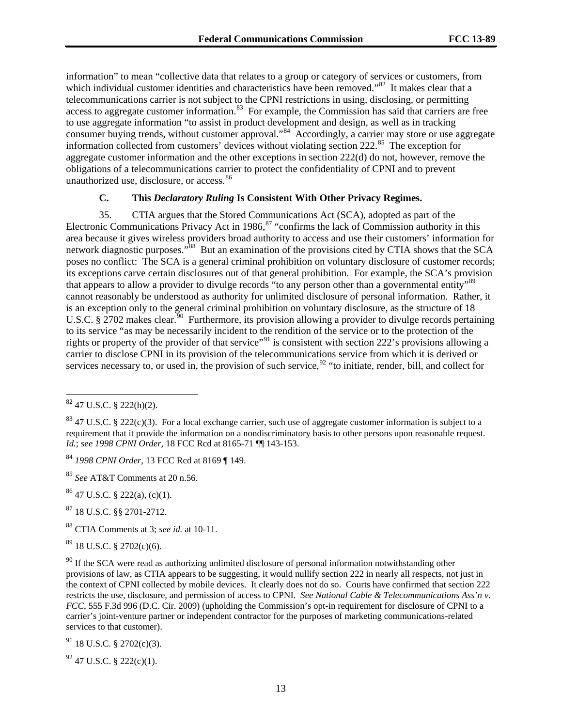information" to mean "collective data that relates to a group or category of services or customers, from which individual customer identities and characteristics have been removed."[82] It makes clear that a telecommunications carrier is not subject to the CPNI restrictions in using, disclosing, or permitting access to aggregate customer information.[83] For example, the Commission has said that carriers are free to use aggregate information "to assist in product development and design, as well as in tracking consumer buying trends, without customer approval."[84] Accordingly, a carrier may store or use aggregate information collected from customers' devices without violating section 222.[85] The exception for aggregate customer information and the other exceptions in section 222(d) do not, however, remove the obligations of a telecommunications carrier to protect the confidentiality of CPNI and to prevent unauthorized use, disclosure, or access.[86]

### C. This *Declaratory Ruling* Is Consistent With Other Privacy Regimes.

35. CTIA argues that the Stored Communications Act (SCA), adopted as part of the Electronic Communications Privacy Act in 1986,[87] "confirms the lack of Commission authority in this area because it gives wireless providers broad authority to access and use their customers' information for network diagnostic purposes."[88] But an examination of the provisions cited by CTIA shows that the SCA poses no conflict: The SCA is a general criminal prohibition on voluntary disclosure of customer records; its exceptions carve certain disclosures out of that general prohibition. For example, the SCA's provision that appears to allow a provider to divulge records "to any person other than a governmental entity"[89] cannot reasonably be understood as authority for unlimited disclosure of personal information. Rather, it is an exception only to the general criminal prohibition on voluntary disclosure, as the structure of 18 U.S.C. § 2702 makes clear.[90] Furthermore, its provision allowing a provider to divulge records pertaining to its service "as may be necessarily incident to the rendition of the service or to the protection of the rights or property of the provider of that service"[91] is consistent with section 222's provisions allowing a carrier to disclose CPNI in its provision of the telecommunications service from which it is derived or services necessary to, or used in, the provision of such service,[92] "to initiate, render, bill, and collect for

---

[82] 47 U.S.C. § 222(h)(2).

[83] 47 U.S.C. § 222(c)(3). For a local exchange carrier, such use of aggregate customer information is subject to a requirement that it provide the information on a nondiscriminatory basis to other persons upon reasonable request. *Id.*; *see 1998 CPNI Order*, 18 FCC Rcd at 8165-71 ¶¶ 143-153.

[84] *1998 CPNI Order*, 13 FCC Rcd at 8169 ¶ 149.

[85] *See* AT&T Comments at 20 n.56.

[86] 47 U.S.C. § 222(a), (c)(1).

[87] 18 U.S.C. §§ 2701-2712.

[88] CTIA Comments at 3; *see id.* at 10-11.

[89] 18 U.S.C. § 2702(c)(6).

[90] If the SCA were read as authorizing unlimited disclosure of personal information notwithstanding other provisions of law, as CTIA appears to be suggesting, it would nullify section 222 in nearly all respects, not just in the context of CPNI collected by mobile devices. It clearly does not do so. Courts have confirmed that section 222 restricts the use, disclosure, and permission of access to CPNI. *See National Cable & Telecommunications Ass'n v. FCC*, 555 F.3d 996 (D.C. Cir. 2009) (upholding the Commission's opt-in requirement for disclosure of CPNI to a carrier's joint-venture partner or independent contractor for the purposes of marketing communications-related services to that customer).

[91] 18 U.S.C. § 2702(c)(3).

[92] 47 U.S.C. § 222(c)(1).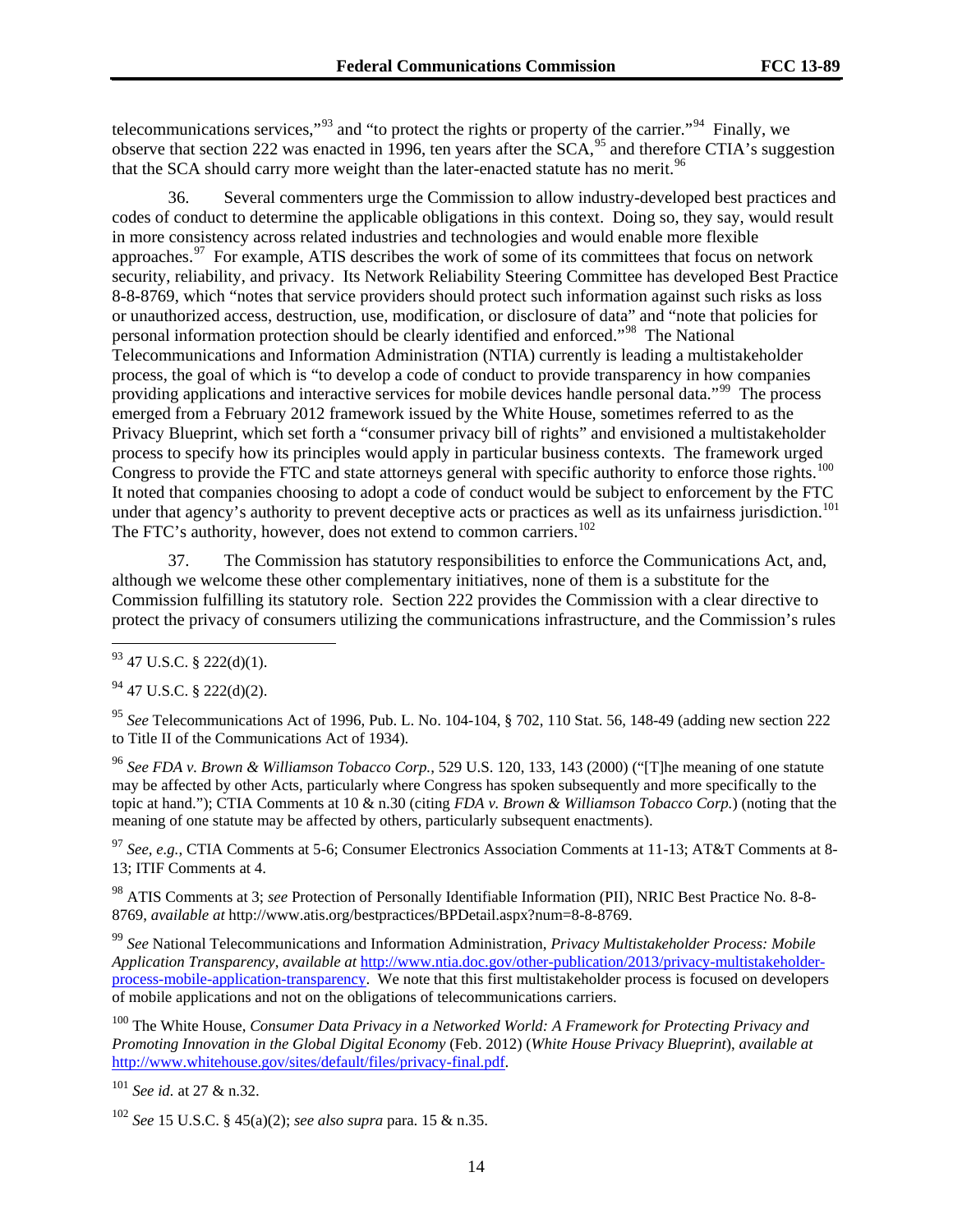telecommunications services,"[93] and "to protect the rights or property of the carrier."[94] Finally, we observe that section 222 was enacted in 1996, ten years after the SCA,[95] and therefore CTIA's suggestion that the SCA should carry more weight than the later-enacted statute has no merit.[96]

36. Several commenters urge the Commission to allow industry-developed best practices and codes of conduct to determine the applicable obligations in this context. Doing so, they say, would result in more consistency across related industries and technologies and would enable more flexible approaches.[97] For example, ATIS describes the work of some of its committees that focus on network security, reliability, and privacy. Its Network Reliability Steering Committee has developed Best Practice 8-8-8769, which "notes that service providers should protect such information against such risks as loss or unauthorized access, destruction, use, modification, or disclosure of data" and "note that policies for personal information protection should be clearly identified and enforced."[98] The National Telecommunications and Information Administration (NTIA) currently is leading a multistakeholder process, the goal of which is "to develop a code of conduct to provide transparency in how companies providing applications and interactive services for mobile devices handle personal data."[99] The process emerged from a February 2012 framework issued by the White House, sometimes referred to as the Privacy Blueprint, which set forth a "consumer privacy bill of rights" and envisioned a multistakeholder process to specify how its principles would apply in particular business contexts. The framework urged Congress to provide the FTC and state attorneys general with specific authority to enforce those rights.[100] It noted that companies choosing to adopt a code of conduct would be subject to enforcement by the FTC under that agency's authority to prevent deceptive acts or practices as well as its unfairness jurisdiction.[101] The FTC's authority, however, does not extend to common carriers.[102]

37. The Commission has statutory responsibilities to enforce the Communications Act, and, although we welcome these other complementary initiatives, none of them is a substitute for the Commission fulfilling its statutory role. Section 222 provides the Commission with a clear directive to protect the privacy of consumers utilizing the communications infrastructure, and the Commission's rules

---

[93] 47 U.S.C. § 222(d)(1).

[94] 47 U.S.C. § 222(d)(2).

[95] *See* Telecommunications Act of 1996, Pub. L. No. 104-104, § 702, 110 Stat. 56, 148-49 (adding new section 222 to Title II of the Communications Act of 1934).

[96] *See FDA v. Brown & Williamson Tobacco Corp.*, 529 U.S. 120, 133, 143 (2000) ("[T]he meaning of one statute may be affected by other Acts, particularly where Congress has spoken subsequently and more specifically to the topic at hand."); CTIA Comments at 10 & n.30 (citing *FDA v. Brown & Williamson Tobacco Corp.*) (noting that the meaning of one statute may be affected by others, particularly subsequent enactments).

[97] *See, e.g.,* CTIA Comments at 5-6; Consumer Electronics Association Comments at 11-13; AT&T Comments at 8-13; ITIF Comments at 4.

[98] ATIS Comments at 3; *see* Protection of Personally Identifiable Information (PII), NRIC Best Practice No. 8-8-8769, *available at* http://www.atis.org/bestpractices/BPDetail.aspx?num=8-8-8769.

[99] *See* National Telecommunications and Information Administration, *Privacy Multistakeholder Process: Mobile Application Transparency*, *available at* http://www.ntia.doc.gov/other-publication/2013/privacy-multistakeholder-process-mobile-application-transparency. We note that this first multistakeholder process is focused on developers of mobile applications and not on the obligations of telecommunications carriers.

[100] The White House, *Consumer Data Privacy in a Networked World: A Framework for Protecting Privacy and Promoting Innovation in the Global Digital Economy* (Feb. 2012) (*White House Privacy Blueprint*), *available at* http://www.whitehouse.gov/sites/default/files/privacy-final.pdf.

[101] *See id.* at 27 & n.32.

[102] *See* 15 U.S.C. § 45(a)(2); *see also supra* para. 15 & n.35.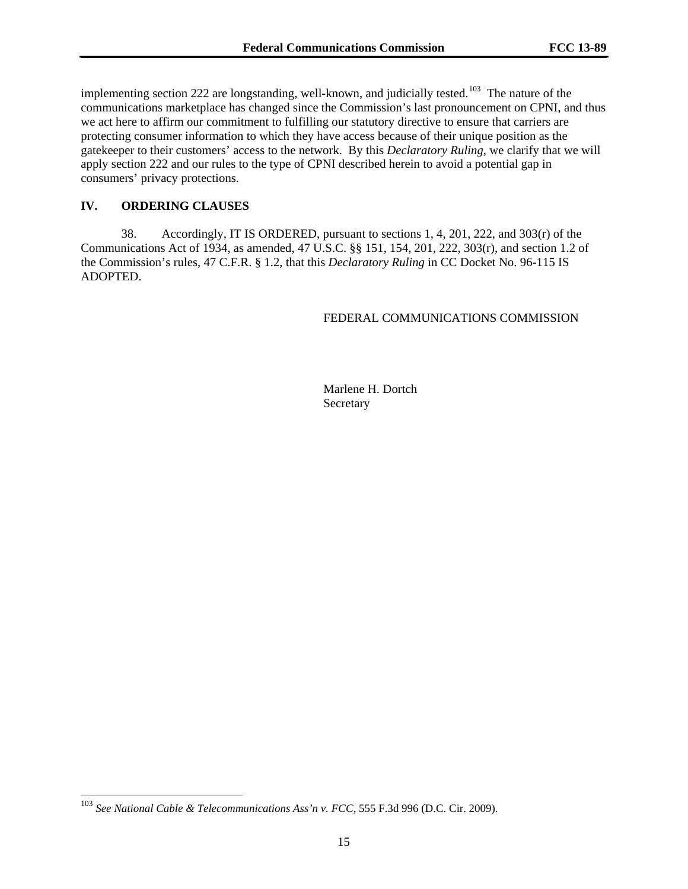implementing section 222 are longstanding, well-known, and judicially tested.[103] The nature of the communications marketplace has changed since the Commission's last pronouncement on CPNI, and thus we act here to affirm our commitment to fulfilling our statutory directive to ensure that carriers are protecting consumer information to which they have access because of their unique position as the gatekeeper to their customers' access to the network. By this *Declaratory Ruling*, we clarify that we will apply section 222 and our rules to the type of CPNI described herein to avoid a potential gap in consumers' privacy protections.

## IV. ORDERING CLAUSES

38. Accordingly, IT IS ORDERED, pursuant to sections 1, 4, 201, 222, and 303(r) of the Communications Act of 1934, as amended, 47 U.S.C. §§ 151, 154, 201, 222, 303(r), and section 1.2 of the Commission's rules, 47 C.F.R. § 1.2, that this *Declaratory Ruling* in CC Docket No. 96-115 IS ADOPTED.

FEDERAL COMMUNICATIONS COMMISSION

Marlene H. Dortch
Secretary

---

[103] *See National Cable & Telecommunications Ass'n v. FCC*, 555 F.3d 996 (D.C. Cir. 2009).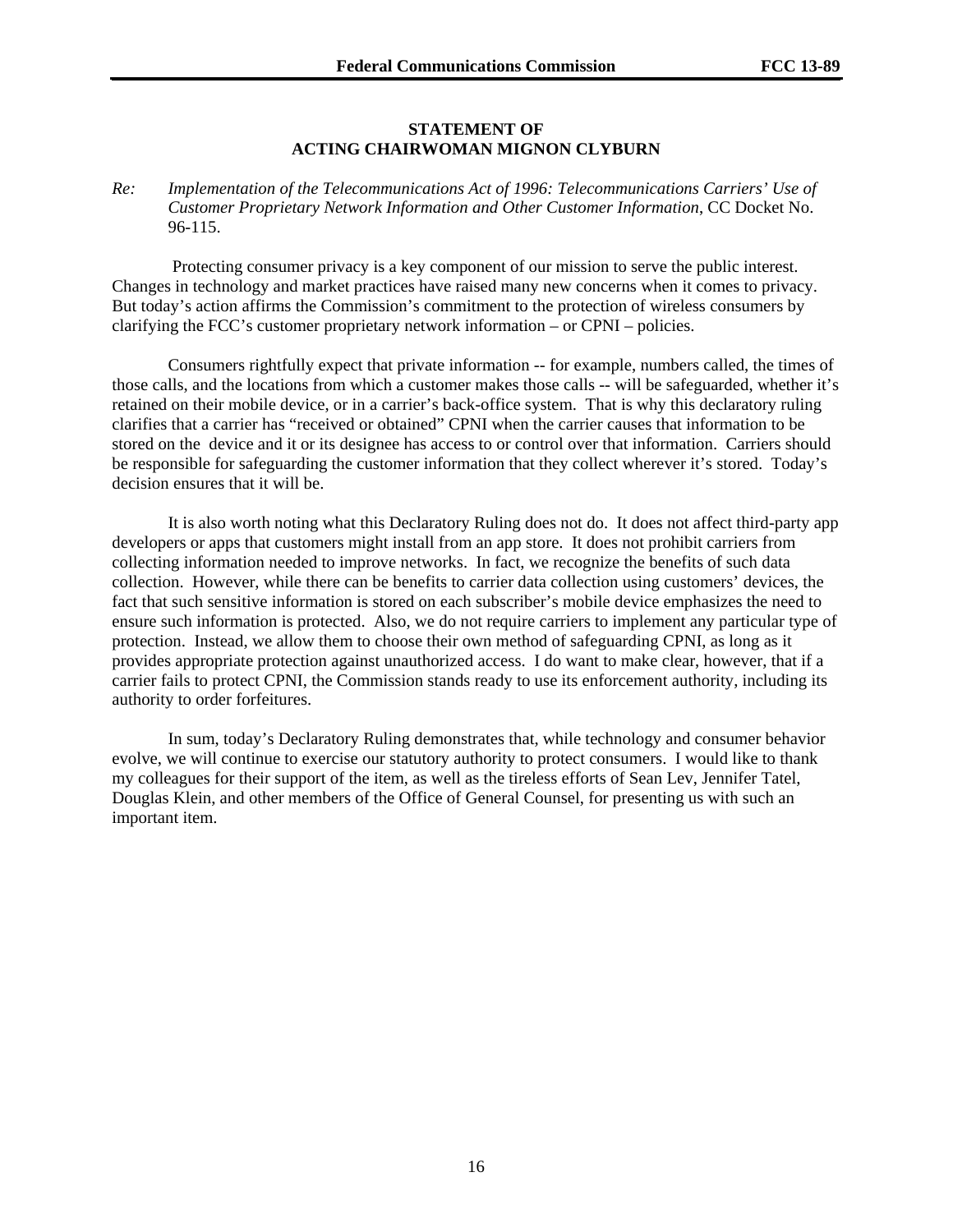## STATEMENT OF
## ACTING CHAIRWOMAN MIGNON CLYBURN

*Re: Implementation of the Telecommunications Act of 1996: Telecommunications Carriers' Use of Customer Proprietary Network Information and Other Customer Information*, CC Docket No. 96-115.

Protecting consumer privacy is a key component of our mission to serve the public interest. Changes in technology and market practices have raised many new concerns when it comes to privacy. But today's action affirms the Commission's commitment to the protection of wireless consumers by clarifying the FCC's customer proprietary network information – or CPNI – policies.

Consumers rightfully expect that private information -- for example, numbers called, the times of those calls, and the locations from which a customer makes those calls -- will be safeguarded, whether it's retained on their mobile device, or in a carrier's back-office system. That is why this declaratory ruling clarifies that a carrier has "received or obtained" CPNI when the carrier causes that information to be stored on the device and it or its designee has access to or control over that information. Carriers should be responsible for safeguarding the customer information that they collect wherever it's stored. Today's decision ensures that it will be.

It is also worth noting what this Declaratory Ruling does not do. It does not affect third-party app developers or apps that customers might install from an app store. It does not prohibit carriers from collecting information needed to improve networks. In fact, we recognize the benefits of such data collection. However, while there can be benefits to carrier data collection using customers' devices, the fact that such sensitive information is stored on each subscriber's mobile device emphasizes the need to ensure such information is protected. Also, we do not require carriers to implement any particular type of protection. Instead, we allow them to choose their own method of safeguarding CPNI, as long as it provides appropriate protection against unauthorized access. I do want to make clear, however, that if a carrier fails to protect CPNI, the Commission stands ready to use its enforcement authority, including its authority to order forfeitures.

In sum, today's Declaratory Ruling demonstrates that, while technology and consumer behavior evolve, we will continue to exercise our statutory authority to protect consumers. I would like to thank my colleagues for their support of the item, as well as the tireless efforts of Sean Lev, Jennifer Tatel, Douglas Klein, and other members of the Office of General Counsel, for presenting us with such an important item.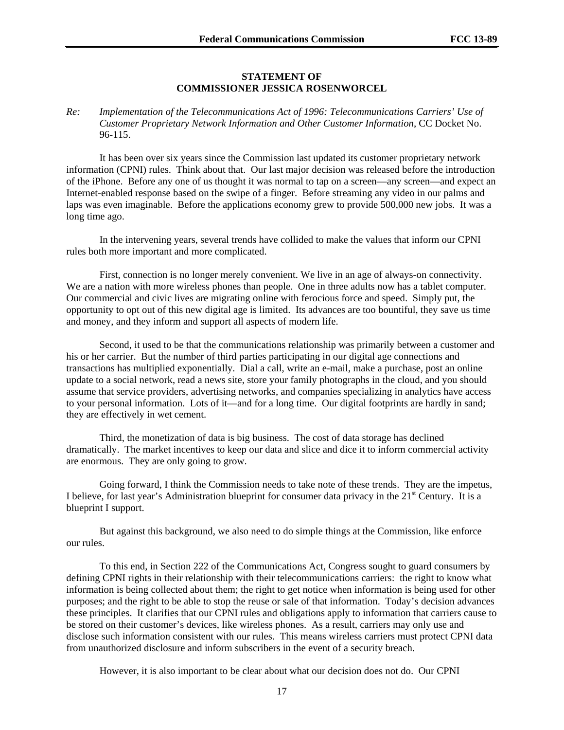**STATEMENT OF**
**COMMISSIONER JESSICA ROSENWORCEL**

*Re: Implementation of the Telecommunications Act of 1996: Telecommunications Carriers' Use of Customer Proprietary Network Information and Other Customer Information*, CC Docket No. 96-115.

It has been over six years since the Commission last updated its customer proprietary network information (CPNI) rules. Think about that. Our last major decision was released before the introduction of the iPhone. Before any one of us thought it was normal to tap on a screen—any screen—and expect an Internet-enabled response based on the swipe of a finger. Before streaming any video in our palms and laps was even imaginable. Before the applications economy grew to provide 500,000 new jobs. It was a long time ago.

In the intervening years, several trends have collided to make the values that inform our CPNI rules both more important and more complicated.

First, connection is no longer merely convenient. We live in an age of always-on connectivity. We are a nation with more wireless phones than people. One in three adults now has a tablet computer. Our commercial and civic lives are migrating online with ferocious force and speed. Simply put, the opportunity to opt out of this new digital age is limited. Its advances are too bountiful, they save us time and money, and they inform and support all aspects of modern life.

Second, it used to be that the communications relationship was primarily between a customer and his or her carrier. But the number of third parties participating in our digital age connections and transactions has multiplied exponentially. Dial a call, write an e-mail, make a purchase, post an online update to a social network, read a news site, store your family photographs in the cloud, and you should assume that service providers, advertising networks, and companies specializing in analytics have access to your personal information. Lots of it—and for a long time. Our digital footprints are hardly in sand; they are effectively in wet cement.

Third, the monetization of data is big business. The cost of data storage has declined dramatically. The market incentives to keep our data and slice and dice it to inform commercial activity are enormous. They are only going to grow.

Going forward, I think the Commission needs to take note of these trends. They are the impetus, I believe, for last year's Administration blueprint for consumer data privacy in the 21st Century. It is a blueprint I support.

But against this background, we also need to do simple things at the Commission, like enforce our rules.

To this end, in Section 222 of the Communications Act, Congress sought to guard consumers by defining CPNI rights in their relationship with their telecommunications carriers: the right to know what information is being collected about them; the right to get notice when information is being used for other purposes; and the right to be able to stop the reuse or sale of that information. Today's decision advances these principles. It clarifies that our CPNI rules and obligations apply to information that carriers cause to be stored on their customer's devices, like wireless phones. As a result, carriers may only use and disclose such information consistent with our rules. This means wireless carriers must protect CPNI data from unauthorized disclosure and inform subscribers in the event of a security breach.

However, it is also important to be clear about what our decision does not do. Our CPNI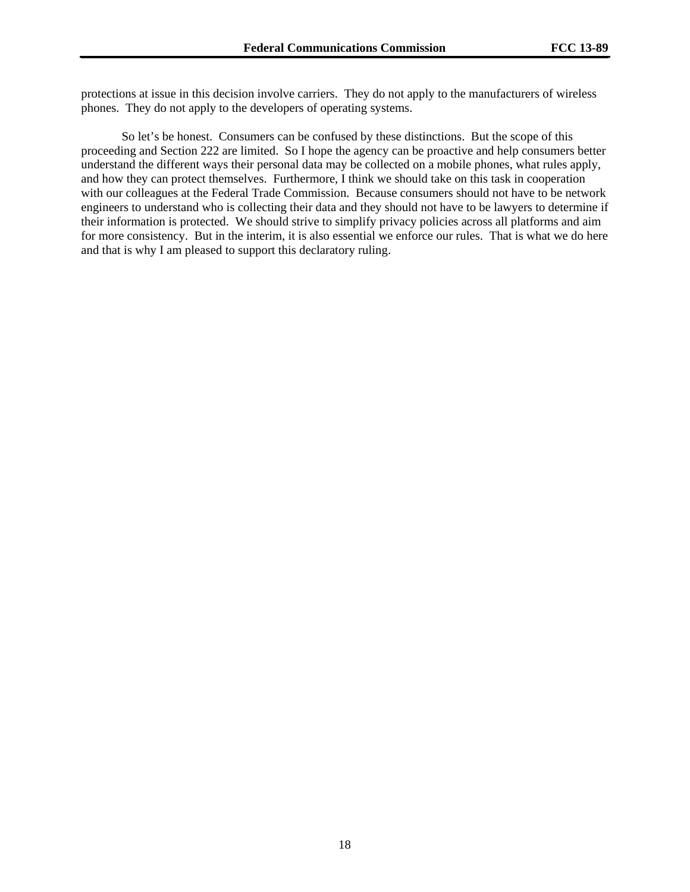protections at issue in this decision involve carriers. They do not apply to the manufacturers of wireless phones. They do not apply to the developers of operating systems.

So let's be honest. Consumers can be confused by these distinctions. But the scope of this proceeding and Section 222 are limited. So I hope the agency can be proactive and help consumers better understand the different ways their personal data may be collected on a mobile phones, what rules apply, and how they can protect themselves. Furthermore, I think we should take on this task in cooperation with our colleagues at the Federal Trade Commission. Because consumers should not have to be network engineers to understand who is collecting their data and they should not have to be lawyers to determine if their information is protected. We should strive to simplify privacy policies across all platforms and aim for more consistency. But in the interim, it is also essential we enforce our rules. That is what we do here and that is why I am pleased to support this declaratory ruling.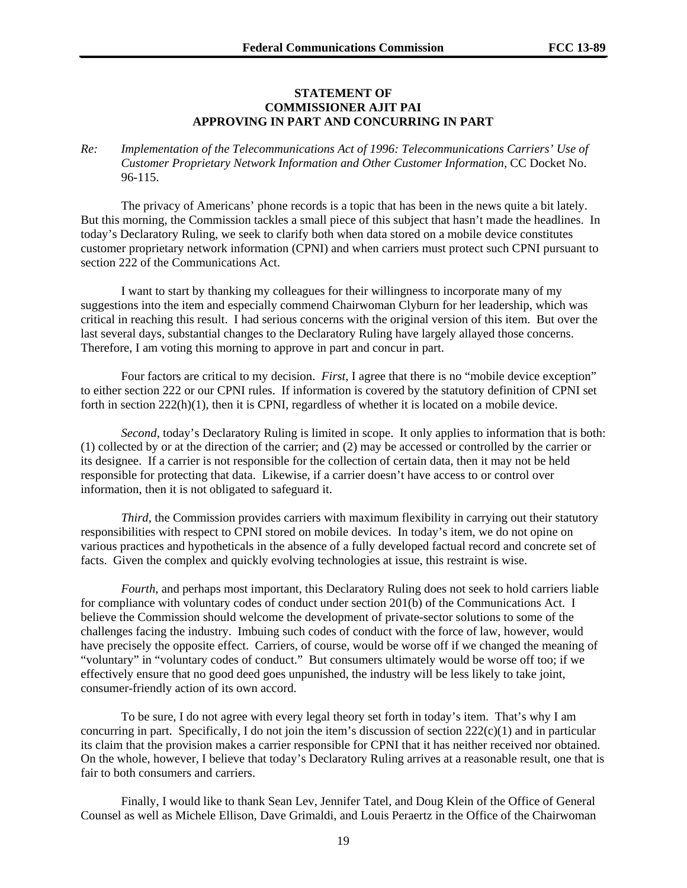**STATEMENT OF**
**COMMISSIONER AJIT PAI**
**APPROVING IN PART AND CONCURRING IN PART**

*Re: Implementation of the Telecommunications Act of 1996: Telecommunications Carriers' Use of Customer Proprietary Network Information and Other Customer Information*, CC Docket No. 96-115.

The privacy of Americans' phone records is a topic that has been in the news quite a bit lately. But this morning, the Commission tackles a small piece of this subject that hasn't made the headlines. In today's Declaratory Ruling, we seek to clarify both when data stored on a mobile device constitutes customer proprietary network information (CPNI) and when carriers must protect such CPNI pursuant to section 222 of the Communications Act.

I want to start by thanking my colleagues for their willingness to incorporate many of my suggestions into the item and especially commend Chairwoman Clyburn for her leadership, which was critical in reaching this result. I had serious concerns with the original version of this item. But over the last several days, substantial changes to the Declaratory Ruling have largely allayed those concerns. Therefore, I am voting this morning to approve in part and concur in part.

Four factors are critical to my decision. *First*, I agree that there is no "mobile device exception" to either section 222 or our CPNI rules. If information is covered by the statutory definition of CPNI set forth in section 222(h)(1), then it is CPNI, regardless of whether it is located on a mobile device.

*Second*, today's Declaratory Ruling is limited in scope. It only applies to information that is both: (1) collected by or at the direction of the carrier; and (2) may be accessed or controlled by the carrier or its designee. If a carrier is not responsible for the collection of certain data, then it may not be held responsible for protecting that data. Likewise, if a carrier doesn't have access to or control over information, then it is not obligated to safeguard it.

*Third*, the Commission provides carriers with maximum flexibility in carrying out their statutory responsibilities with respect to CPNI stored on mobile devices. In today's item, we do not opine on various practices and hypotheticals in the absence of a fully developed factual record and concrete set of facts. Given the complex and quickly evolving technologies at issue, this restraint is wise.

*Fourth*, and perhaps most important, this Declaratory Ruling does not seek to hold carriers liable for compliance with voluntary codes of conduct under section 201(b) of the Communications Act. I believe the Commission should welcome the development of private-sector solutions to some of the challenges facing the industry. Imbuing such codes of conduct with the force of law, however, would have precisely the opposite effect. Carriers, of course, would be worse off if we changed the meaning of "voluntary" in "voluntary codes of conduct." But consumers ultimately would be worse off too; if we effectively ensure that no good deed goes unpunished, the industry will be less likely to take joint, consumer-friendly action of its own accord.

To be sure, I do not agree with every legal theory set forth in today's item. That's why I am concurring in part. Specifically, I do not join the item's discussion of section 222(c)(1) and in particular its claim that the provision makes a carrier responsible for CPNI that it has neither received nor obtained. On the whole, however, I believe that today's Declaratory Ruling arrives at a reasonable result, one that is fair to both consumers and carriers.

Finally, I would like to thank Sean Lev, Jennifer Tatel, and Doug Klein of the Office of General Counsel as well as Michele Ellison, Dave Grimaldi, and Louis Peraertz in the Office of the Chairwoman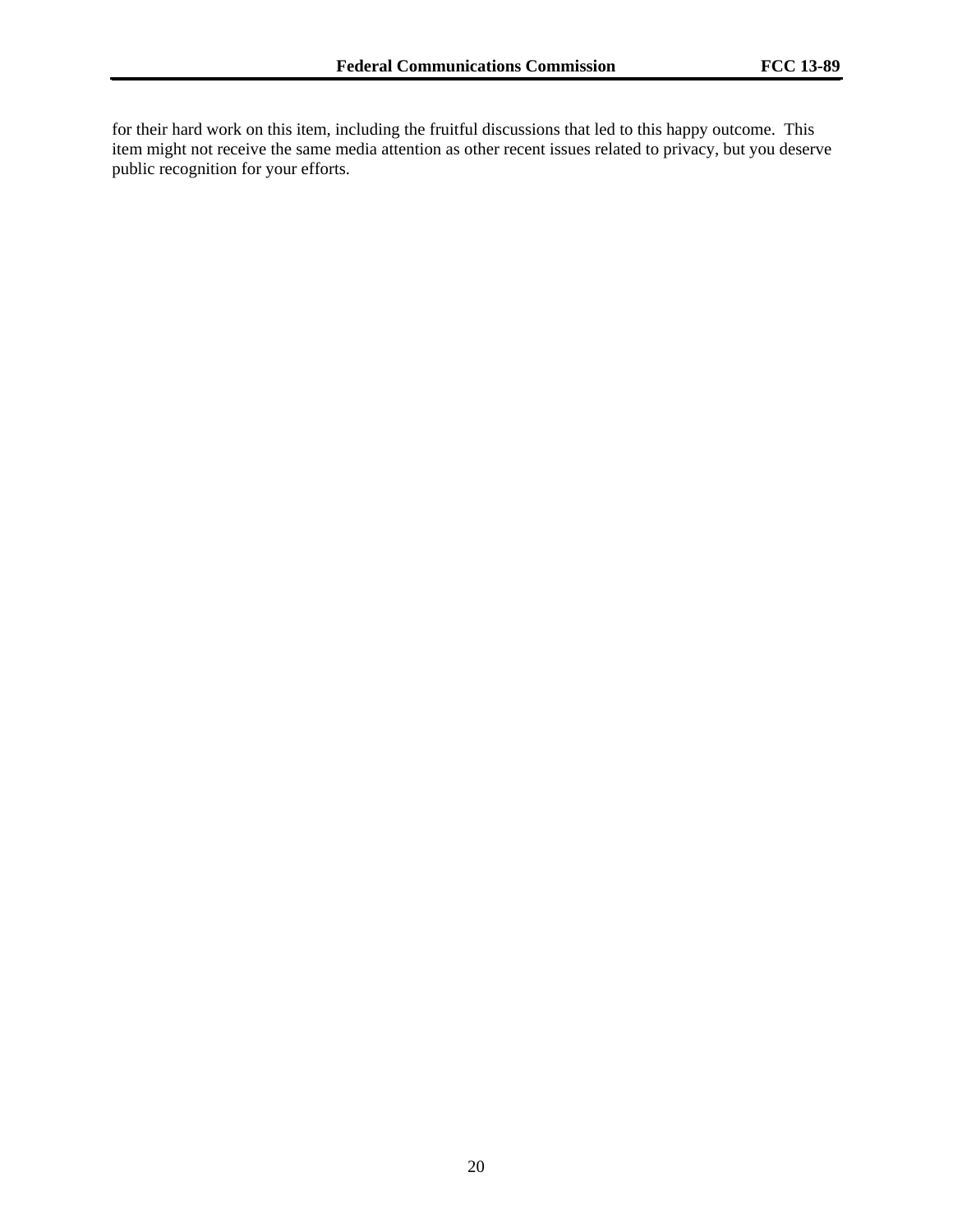for their hard work on this item, including the fruitful discussions that led to this happy outcome.  This item might not receive the same media attention as other recent issues related to privacy, but you deserve public recognition for your efforts.